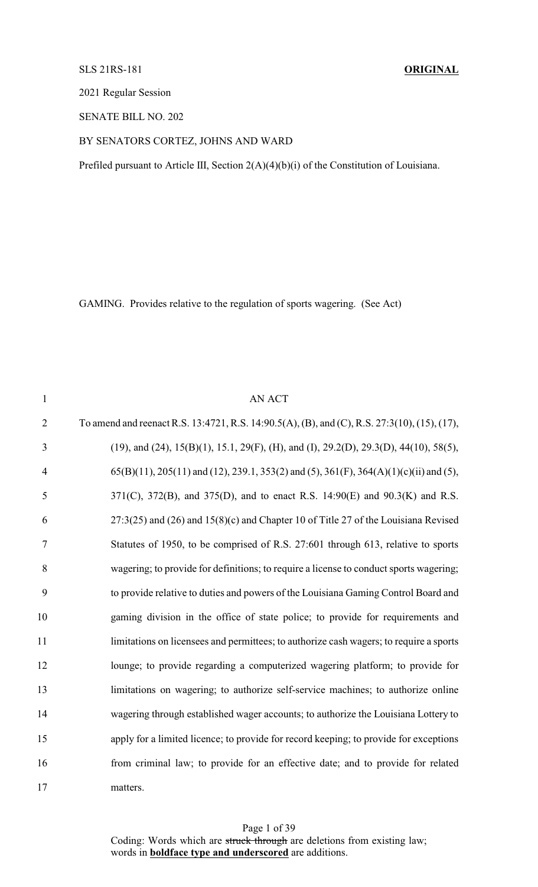SLS 21RS-181 **ORIGINAL**

2021 Regular Session

SENATE BILL NO. 202

BY SENATORS CORTEZ, JOHNS AND WARD

Prefiled pursuant to Article III, Section 2(A)(4)(b)(i) of the Constitution of Louisiana.

GAMING. Provides relative to the regulation of sports wagering. (See Act)

AN ACT

To amend and reenact R.S. 13:4721, R.S. 14:90.5(A), (B), and (C), R.S. 27:3(10), (15), (17), (19), and (24), 15(B)(1), 15.1, 29(F), (H), and (I), 29.2(D), 29.3(D), 44(10), 58(5), 65(B)(11), 205(11) and (12), 239.1, 353(2) and (5), 361(F), 364(A)(1)(c)(ii) and (5), 371(C), 372(B), and 375(D), and to enact R.S. 14:90(E) and 90.3(K) and R.S. 27:3(25) and (26) and 15(8)(c) and Chapter 10 of Title 27 of the Louisiana Revised Statutes of 1950, to be comprised of R.S. 27:601 through 613, relative to sports wagering; to provide for definitions; to require a license to conduct sports wagering; to provide relative to duties and powers of the Louisiana Gaming Control Board and gaming division in the office of state police; to provide for requirements and limitations on licensees and permittees; to authorize cash wagers; to require a sports lounge; to provide regarding a computerized wagering platform; to provide for limitations on wagering; to authorize self-service machines; to authorize online wagering through established wager accounts; to authorize the Louisiana Lottery to apply for a limited licence; to provide for record keeping; to provide for exceptions from criminal law; to provide for an effective date; and to provide for related matters.

Coding: Words which are ~~struck through~~ are deletions from existing law; words in **boldface type and underscored** are additions.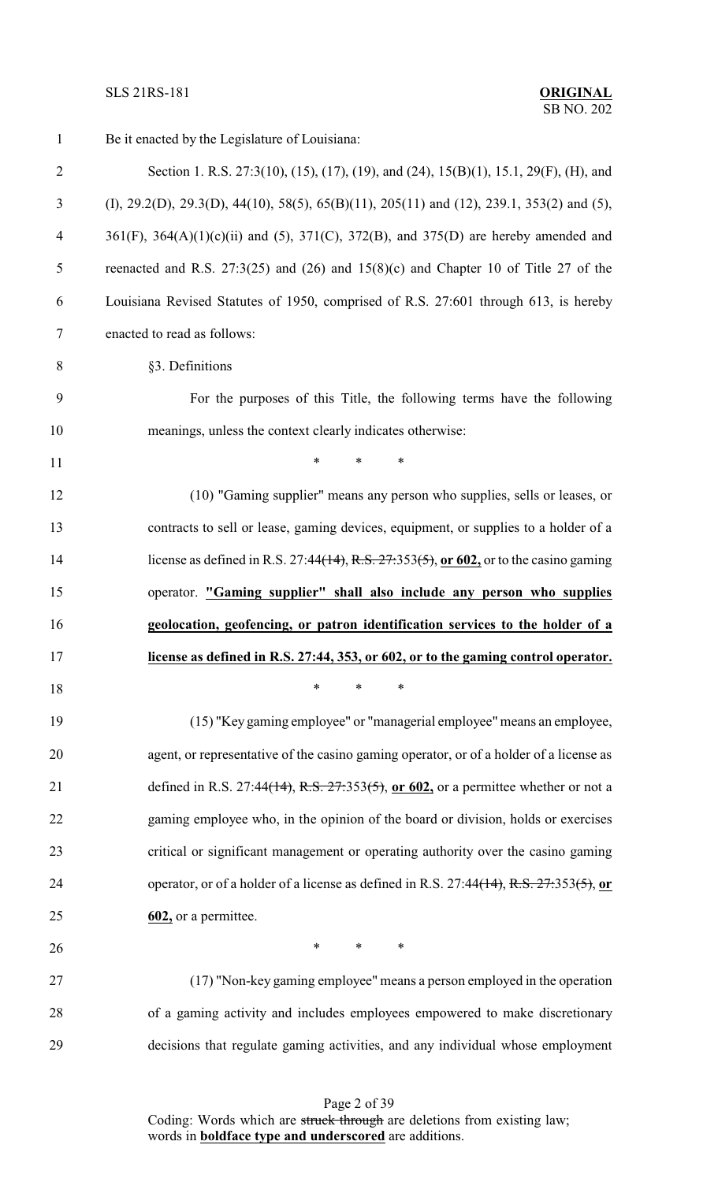Be it enacted by the Legislature of Louisiana:

Section 1. R.S. 27:3(10), (15), (17), (19), and (24), 15(B)(1), 15.1, 29(F), (H), and (I), 29.2(D), 29.3(D), 44(10), 58(5), 65(B)(11), 205(11) and (12), 239.1, 353(2) and (5), 361(F), 364(A)(1)(c)(ii) and (5), 371(C), 372(B), and 375(D) are hereby amended and reenacted and R.S. 27:3(25) and (26) and 15(8)(c) and Chapter 10 of Title 27 of the Louisiana Revised Statutes of 1950, comprised of R.S. 27:601 through 613, is hereby enacted to read as follows:

§3. Definitions

For the purposes of this Title, the following terms have the following meanings, unless the context clearly indicates otherwise:

\* \* \*

(10) "Gaming supplier" means any person who supplies, sells or leases, or contracts to sell or lease, gaming devices, equipment, or supplies to a holder of a license as defined in R.S. 27:44~~(14)~~, ~~R.S. 27:~~353~~(5)~~, **<u>or 602,</u>** or to the casino gaming operator. **<u>"Gaming supplier" shall also include any person who supplies geolocation, geofencing, or patron identification services to the holder of a license as defined in R.S. 27:44, 353, or 602, or to the gaming control operator.</u>**

\* \* \*

(15) "Key gaming employee" or "managerial employee" means an employee, agent, or representative of the casino gaming operator, or of a holder of a license as defined in R.S. 27:44~~(14)~~, ~~R.S. 27:~~353~~(5)~~, **<u>or 602,</u>** or a permittee whether or not a gaming employee who, in the opinion of the board or division, holds or exercises critical or significant management or operating authority over the casino gaming operator, or of a holder of a license as defined in R.S. 27:44~~(14)~~, ~~R.S. 27:~~353~~(5)~~, **<u>or 602,</u>** or a permittee.

\* \* \*

(17) "Non-key gaming employee" means a person employed in the operation of a gaming activity and includes employees empowered to make discretionary decisions that regulate gaming activities, and any individual whose employment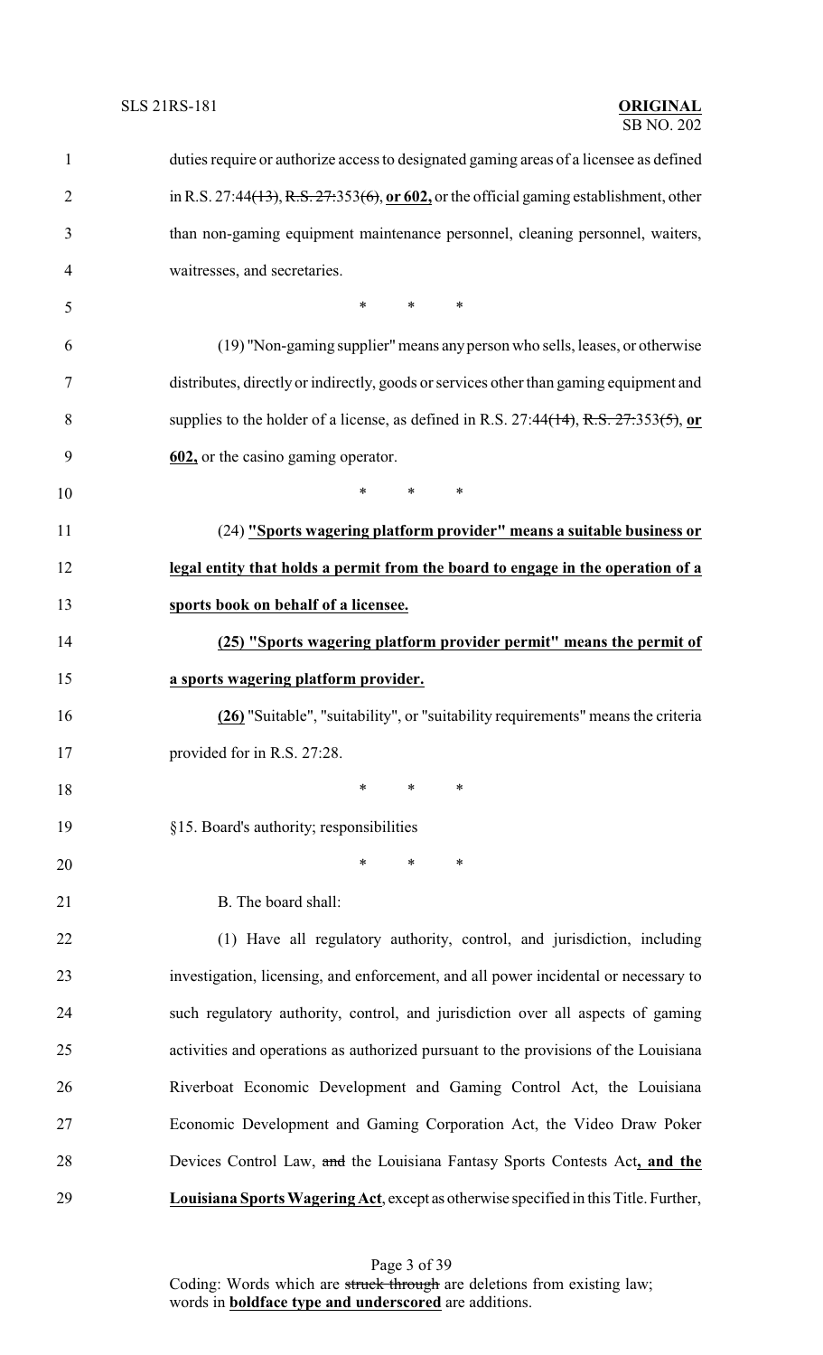duties require or authorize access to designated gaming areas of a licensee as defined in R.S. 27:44~~(13)~~, ~~R.S. 27:~~353~~(6)~~, **or 602,** or the official gaming establishment, other than non-gaming equipment maintenance personnel, cleaning personnel, waiters, waitresses, and secretaries.

\* \* \*

(19) "Non-gaming supplier" means any person who sells, leases, or otherwise distributes, directly or indirectly, goods or services other than gaming equipment and supplies to the holder of a license, as defined in R.S. 27:44~~(14)~~, ~~R.S. 27:353(5)~~, **or 602,** or the casino gaming operator.

\* \* \*

(24) **"Sports wagering platform provider" means a suitable business or legal entity that holds a permit from the board to engage in the operation of a sports book on behalf of a licensee.**

**(25) "Sports wagering platform provider permit" means the permit of a sports wagering platform provider.**

**(26)** "Suitable", "suitability", or "suitability requirements" means the criteria provided for in R.S. 27:28.

\* \* \*

§15. Board's authority; responsibilities

\* \* \*

B. The board shall:

(1) Have all regulatory authority, control, and jurisdiction, including investigation, licensing, and enforcement, and all power incidental or necessary to such regulatory authority, control, and jurisdiction over all aspects of gaming activities and operations as authorized pursuant to the provisions of the Louisiana Riverboat Economic Development and Gaming Control Act, the Louisiana Economic Development and Gaming Corporation Act, the Video Draw Poker Devices Control Law, ~~and~~ the Louisiana Fantasy Sports Contests Act**, and the Louisiana Sports Wagering Act**, except as otherwise specified in this Title. Further,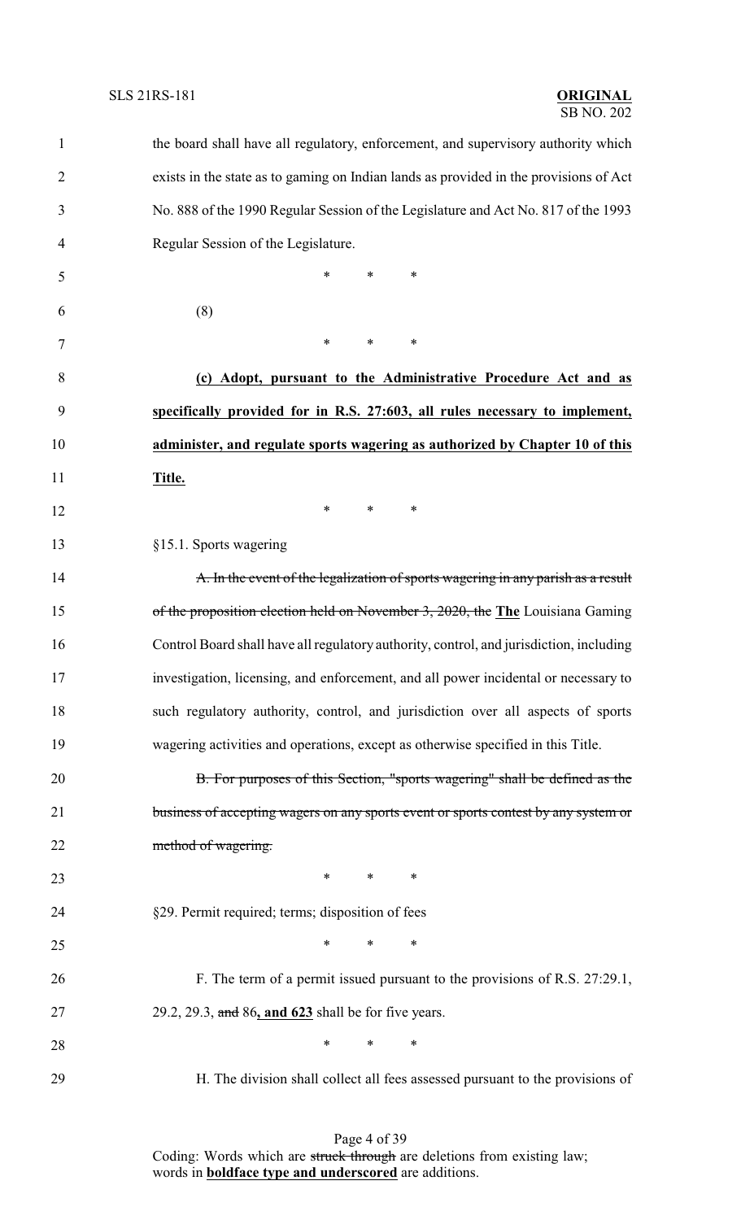the board shall have all regulatory, enforcement, and supervisory authority which exists in the state as to gaming on Indian lands as provided in the provisions of Act No. 888 of the 1990 Regular Session of the Legislature and Act No. 817 of the 1993 Regular Session of the Legislature.

\* \* \*

(8)

\* \* \*

**(c) Adopt, pursuant to the Administrative Procedure Act and as specifically provided for in R.S. 27:603, all rules necessary to implement, administer, and regulate sports wagering as authorized by Chapter 10 of this Title.**

\* \* \*

§15.1. Sports wagering

~~A. In the event of the legalization of sports wagering in any parish as a result of the proposition election held on November 3, 2020, the~~ **The** Louisiana Gaming Control Board shall have all regulatory authority, control, and jurisdiction, including investigation, licensing, and enforcement, and all power incidental or necessary to such regulatory authority, control, and jurisdiction over all aspects of sports wagering activities and operations, except as otherwise specified in this Title.

~~B. For purposes of this Section, "sports wagering" shall be defined as the business of accepting wagers on any sports event or sports contest by any system or method of wagering.~~

\* \* \*

§29. Permit required; terms; disposition of fees

\* \* \*

F. The term of a permit issued pursuant to the provisions of R.S. 27:29.1, 29.2, 29.3, ~~and~~ 86**, and 623** shall be for five years.

\* \* \*

H. The division shall collect all fees assessed pursuant to the provisions of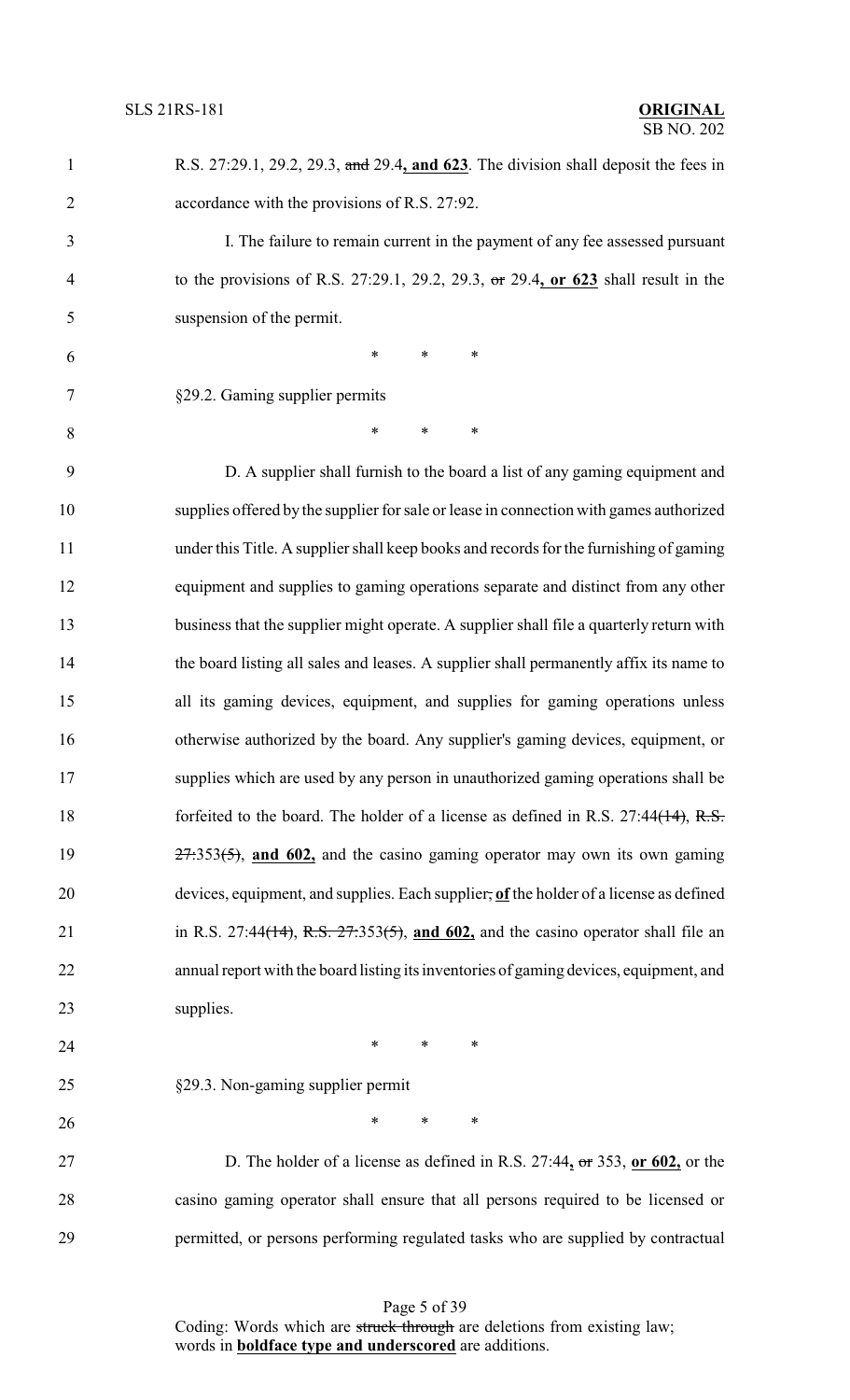R.S. 27:29.1, 29.2, 29.3, ~~and~~ 29.4**, and 623**. The division shall deposit the fees in accordance with the provisions of R.S. 27:92.

I. The failure to remain current in the payment of any fee assessed pursuant to the provisions of R.S. 27:29.1, 29.2, 29.3, ~~or~~ 29.4**, or 623** shall result in the suspension of the permit.

\* \* \*

§29.2. Gaming supplier permits

\* \* \*

D. A supplier shall furnish to the board a list of any gaming equipment and supplies offered by the supplier for sale or lease in connection with games authorized under this Title. A supplier shall keep books and records for the furnishing of gaming equipment and supplies to gaming operations separate and distinct from any other business that the supplier might operate. A supplier shall file a quarterly return with the board listing all sales and leases. A supplier shall permanently affix its name to all its gaming devices, equipment, and supplies for gaming operations unless otherwise authorized by the board. Any supplier's gaming devices, equipment, or supplies which are used by any person in unauthorized gaming operations shall be forfeited to the board. The holder of a license as defined in R.S. 27:44~~(14)~~, ~~R.S. 27:~~353~~(5)~~, **and 602,** and the casino gaming operator may own its own gaming devices, equipment, and supplies. Each supplier~~,~~ **of** the holder of a license as defined in R.S. 27:44~~(14)~~, ~~R.S. 27:~~353~~(5)~~, **and 602,** and the casino operator shall file an annual report with the board listing its inventories of gaming devices, equipment, and supplies.

\* \* \*

§29.3. Non-gaming supplier permit

\* \* \*

D. The holder of a license as defined in R.S. 27:44**,** ~~or~~ 353, **or 602,** or the casino gaming operator shall ensure that all persons required to be licensed or permitted, or persons performing regulated tasks who are supplied by contractual

Coding: Words which are ~~struck through~~ are deletions from existing law; words in **boldface type and underscored** are additions.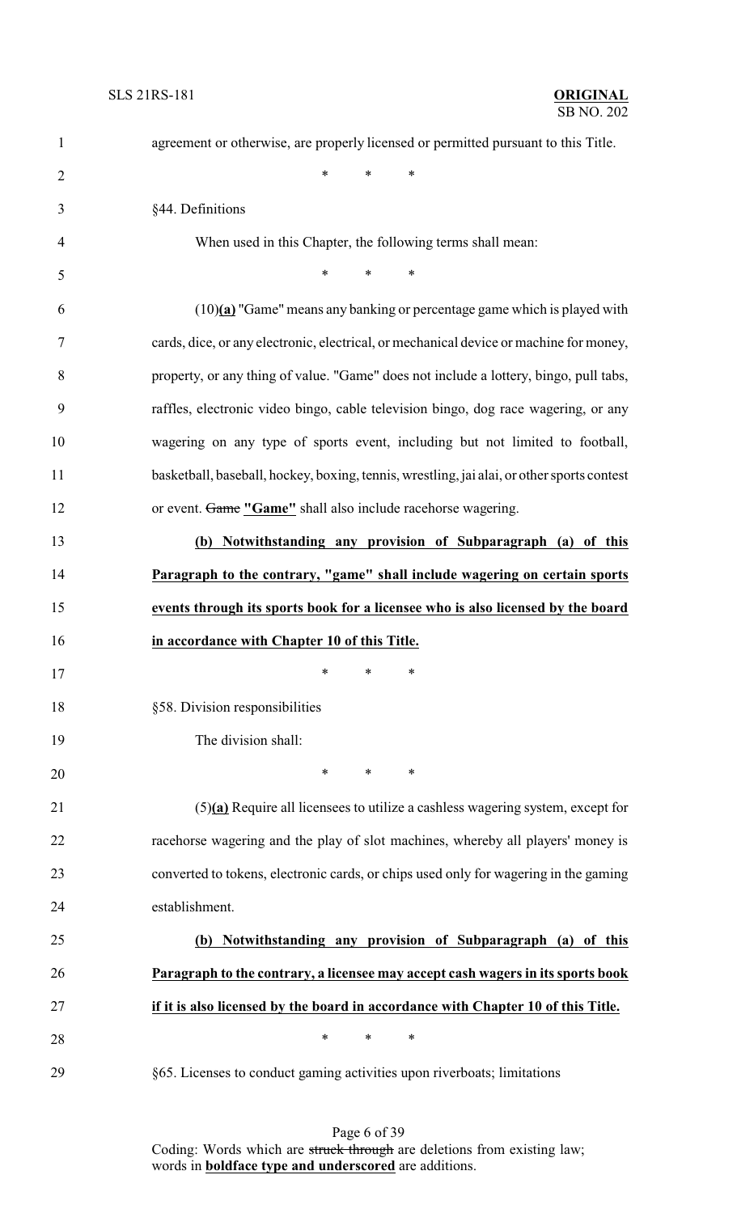agreement or otherwise, are properly licensed or permitted pursuant to this Title.

\* \* \*

§44. Definitions

When used in this Chapter, the following terms shall mean:

\* \* \*

(10)**(a)** "Game" means any banking or percentage game which is played with cards, dice, or any electronic, electrical, or mechanical device or machine for money, property, or any thing of value. "Game" does not include a lottery, bingo, pull tabs, raffles, electronic video bingo, cable television bingo, dog race wagering, or any wagering on any type of sports event, including but not limited to football, basketball, baseball, hockey, boxing, tennis, wrestling, jai alai, or other sports contest or event. ~~Game~~ **"Game"** shall also include racehorse wagering.

**(b) Notwithstanding any provision of Subparagraph (a) of this Paragraph to the contrary, "game" shall include wagering on certain sports events through its sports book for a licensee who is also licensed by the board in accordance with Chapter 10 of this Title.**

\* \* \*

§58. Division responsibilities

The division shall:

\* \* \*

(5)**(a)** Require all licensees to utilize a cashless wagering system, except for racehorse wagering and the play of slot machines, whereby all players' money is converted to tokens, electronic cards, or chips used only for wagering in the gaming establishment.

**(b) Notwithstanding any provision of Subparagraph (a) of this Paragraph to the contrary, a licensee may accept cash wagers in its sports book if it is also licensed by the board in accordance with Chapter 10 of this Title.**

\* \* \*

§65. Licenses to conduct gaming activities upon riverboats; limitations

Coding: Words which are ~~struck through~~ are deletions from existing law; words in **boldface type and underscored** are additions.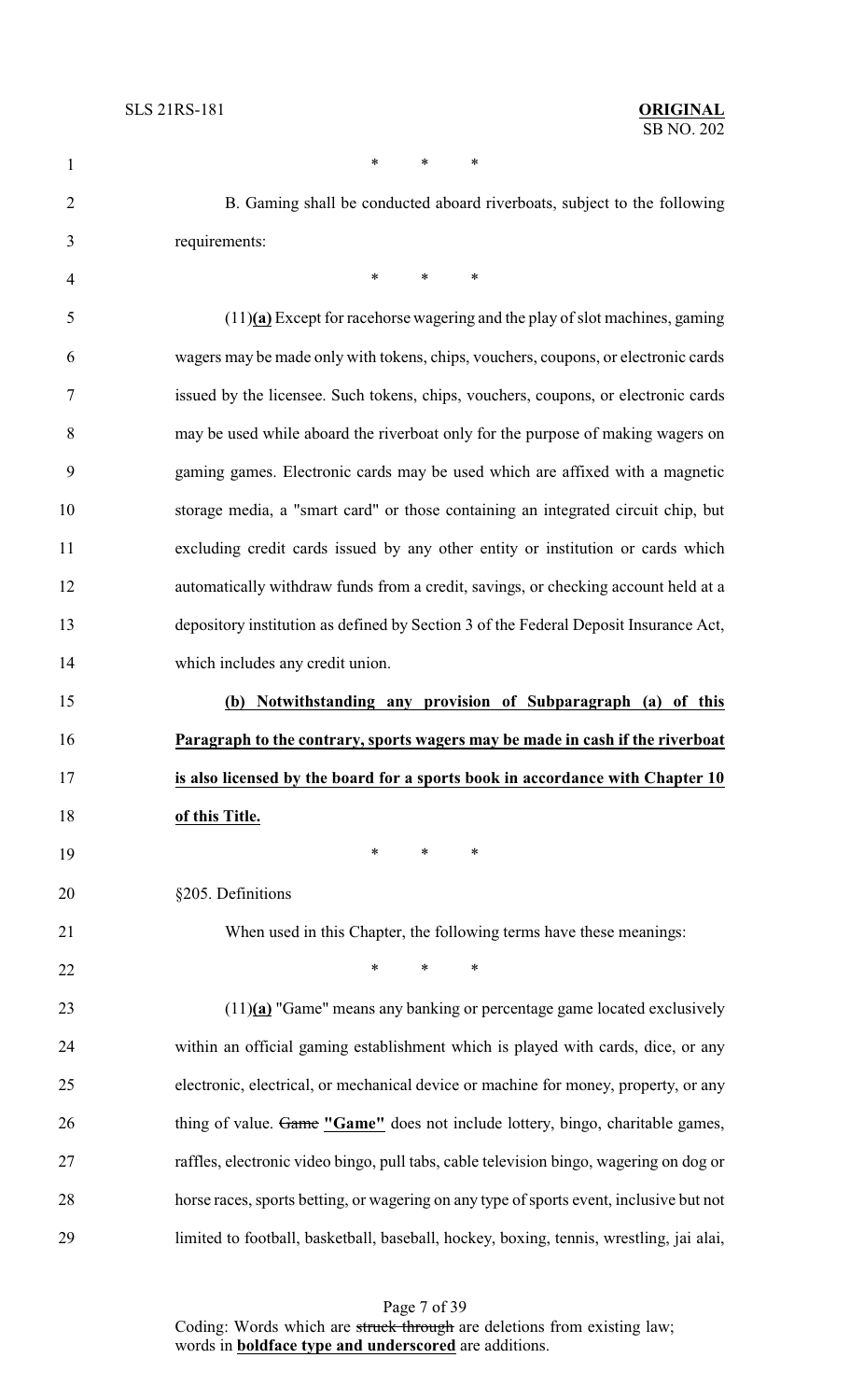\*        \*        \*

B. Gaming shall be conducted aboard riverboats, subject to the following requirements:

\*        \*        \*

(11)**(a)** Except for racehorse wagering and the play of slot machines, gaming wagers may be made only with tokens, chips, vouchers, coupons, or electronic cards issued by the licensee. Such tokens, chips, vouchers, coupons, or electronic cards may be used while aboard the riverboat only for the purpose of making wagers on gaming games. Electronic cards may be used which are affixed with a magnetic storage media, a "smart card" or those containing an integrated circuit chip, but excluding credit cards issued by any other entity or institution or cards which automatically withdraw funds from a credit, savings, or checking account held at a depository institution as defined by Section 3 of the Federal Deposit Insurance Act, which includes any credit union.

**(b) Notwithstanding any provision of Subparagraph (a) of this Paragraph to the contrary, sports wagers may be made in cash if the riverboat is also licensed by the board for a sports book in accordance with Chapter 10 of this Title.**

\*        \*        \*

§205. Definitions

When used in this Chapter, the following terms have these meanings:

\*        \*        \*

(11)**(a)** "Game" means any banking or percentage game located exclusively within an official gaming establishment which is played with cards, dice, or any electronic, electrical, or mechanical device or machine for money, property, or any thing of value. ~~Game~~ **"Game"** does not include lottery, bingo, charitable games, raffles, electronic video bingo, pull tabs, cable television bingo, wagering on dog or horse races, sports betting, or wagering on any type of sports event, inclusive but not limited to football, basketball, baseball, hockey, boxing, tennis, wrestling, jai alai,

Coding: Words which are ~~struck through~~ are deletions from existing law; words in **boldface type and underscored** are additions.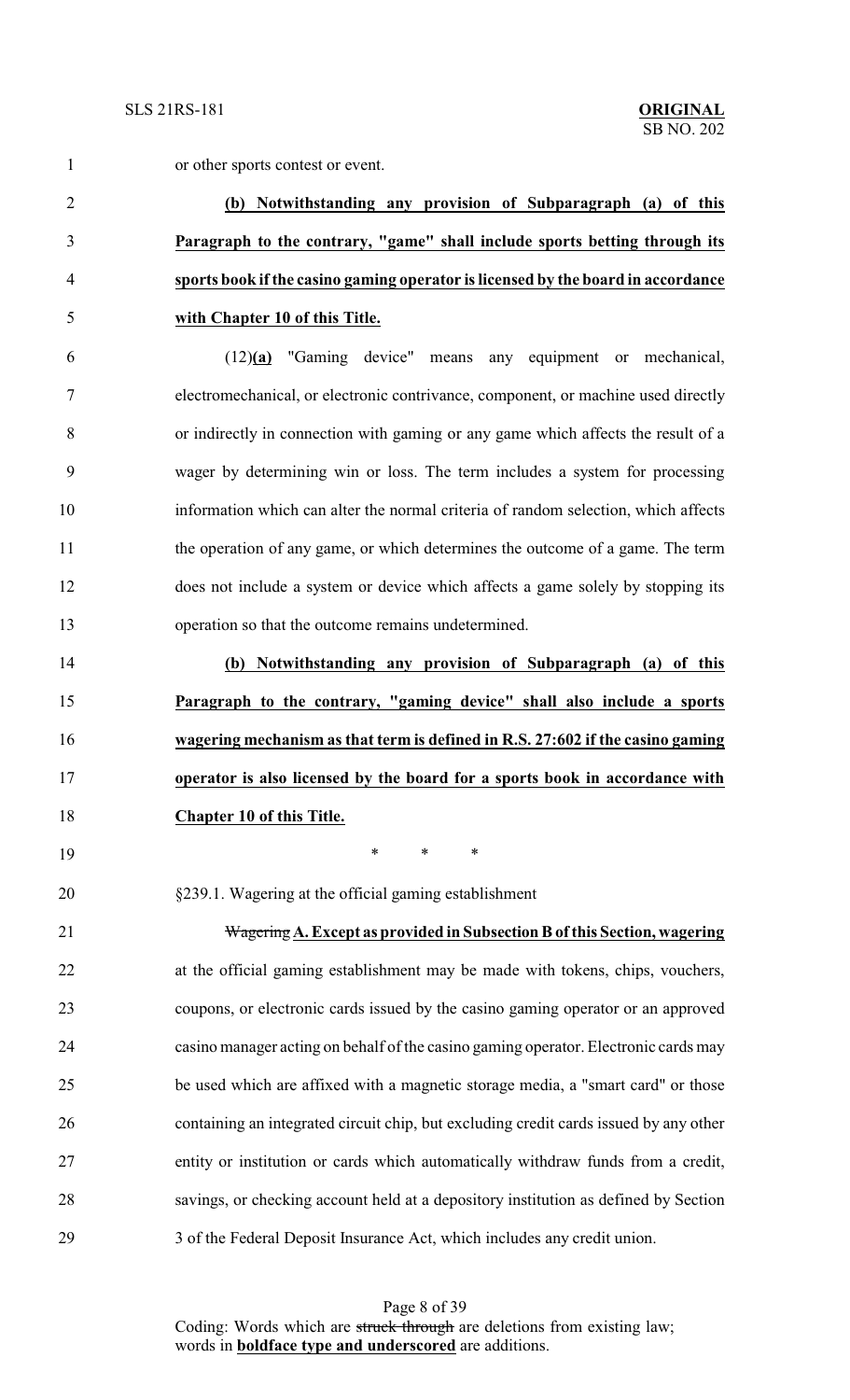or other sports contest or event.

**(b) Notwithstanding any provision of Subparagraph (a) of this Paragraph to the contrary, "game" shall include sports betting through its sports book if the casino gaming operator is licensed by the board in accordance with Chapter 10 of this Title.**

(12)**(a)** "Gaming device" means any equipment or mechanical, electromechanical, or electronic contrivance, component, or machine used directly or indirectly in connection with gaming or any game which affects the result of a wager by determining win or loss. The term includes a system for processing information which can alter the normal criteria of random selection, which affects the operation of any game, or which determines the outcome of a game. The term does not include a system or device which affects a game solely by stopping its operation so that the outcome remains undetermined.

**(b) Notwithstanding any provision of Subparagraph (a) of this Paragraph to the contrary, "gaming device" shall also include a sports wagering mechanism as that term is defined in R.S. 27:602 if the casino gaming operator is also licensed by the board for a sports book in accordance with Chapter 10 of this Title.**

\* \* \*

§239.1. Wagering at the official gaming establishment

~~Wagering~~ **A. Except as provided in Subsection B of this Section, wagering** at the official gaming establishment may be made with tokens, chips, vouchers, coupons, or electronic cards issued by the casino gaming operator or an approved casino manager acting on behalf of the casino gaming operator. Electronic cards may be used which are affixed with a magnetic storage media, a "smart card" or those containing an integrated circuit chip, but excluding credit cards issued by any other entity or institution or cards which automatically withdraw funds from a credit, savings, or checking account held at a depository institution as defined by Section 3 of the Federal Deposit Insurance Act, which includes any credit union.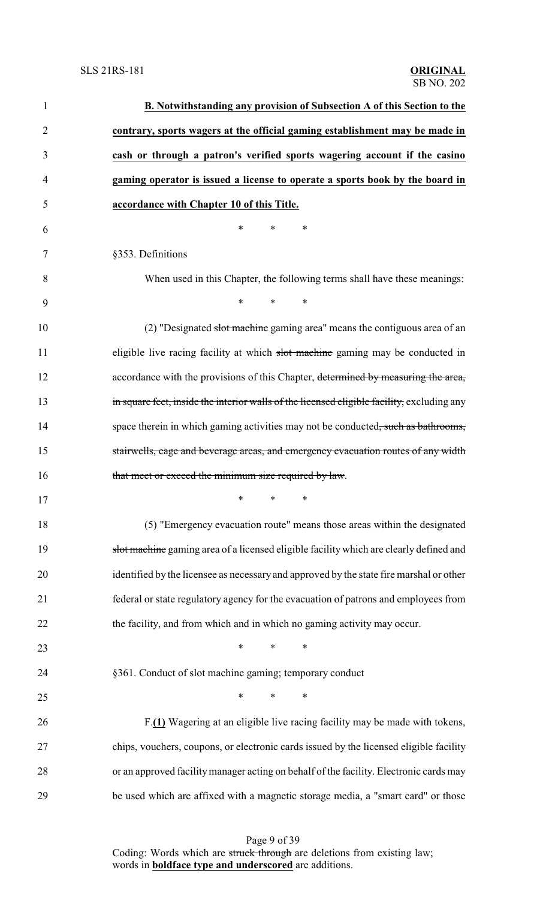**B. Notwithstanding any provision of Subsection A of this Section to the contrary, sports wagers at the official gaming establishment may be made in cash or through a patron's verified sports wagering account if the casino gaming operator is issued a license to operate a sports book by the board in accordance with Chapter 10 of this Title.**

\* \* \*

§353. Definitions

When used in this Chapter, the following terms shall have these meanings:

\* \* \*

(2) "Designated ~~slot machine~~ gaming area" means the contiguous area of an eligible live racing facility at which ~~slot machine~~ gaming may be conducted in accordance with the provisions of this Chapter, ~~determined by measuring the area, in square feet, inside the interior walls of the licensed eligible facility,~~ excluding any space therein in which gaming activities may not be conducted~~, such as bathrooms, stairwells, cage and beverage areas, and emergency evacuation routes of any width that meet or exceed the minimum size required by law~~.

\* \* \*

(5) "Emergency evacuation route" means those areas within the designated ~~slot machine~~ gaming area of a licensed eligible facility which are clearly defined and identified by the licensee as necessary and approved by the state fire marshal or other federal or state regulatory agency for the evacuation of patrons and employees from the facility, and from which and in which no gaming activity may occur.

\* \* \*

§361. Conduct of slot machine gaming; temporary conduct

\* \* \*

F.**(1)** Wagering at an eligible live racing facility may be made with tokens, chips, vouchers, coupons, or electronic cards issued by the licensed eligible facility or an approved facility manager acting on behalf of the facility. Electronic cards may be used which are affixed with a magnetic storage media, a "smart card" or those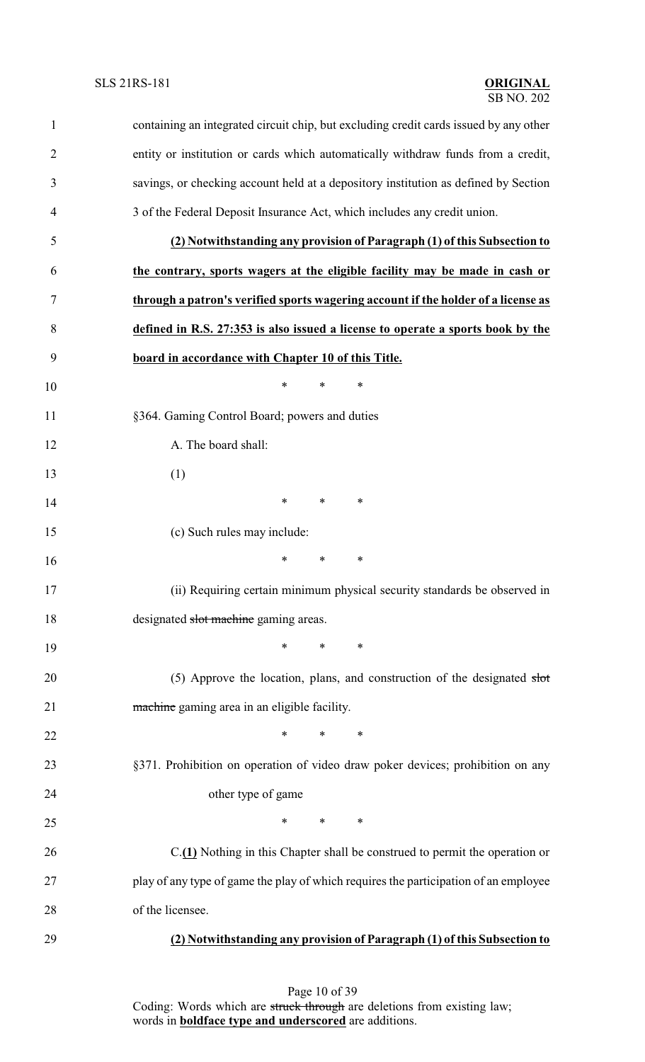containing an integrated circuit chip, but excluding credit cards issued by any other entity or institution or cards which automatically withdraw funds from a credit, savings, or checking account held at a depository institution as defined by Section 3 of the Federal Deposit Insurance Act, which includes any credit union.

**(2) Notwithstanding any provision of Paragraph (1) of this Subsection to the contrary, sports wagers at the eligible facility may be made in cash or through a patron's verified sports wagering account if the holder of a license as defined in R.S. 27:353 is also issued a license to operate a sports book by the board in accordance with Chapter 10 of this Title.**

\* \* \*

§364. Gaming Control Board; powers and duties

A. The board shall:

(1)

\* \* \*

(c) Such rules may include:

\* \* \*

(ii) Requiring certain minimum physical security standards be observed in designated ~~slot machine~~ gaming areas.

\* \* \*

(5) Approve the location, plans, and construction of the designated ~~slot machine~~ gaming area in an eligible facility.

\* \* \*

§371. Prohibition on operation of video draw poker devices; prohibition on any other type of game

\* \* \*

C.**(1)** Nothing in this Chapter shall be construed to permit the operation or play of any type of game the play of which requires the participation of an employee of the licensee.

**(2) Notwithstanding any provision of Paragraph (1) of this Subsection to**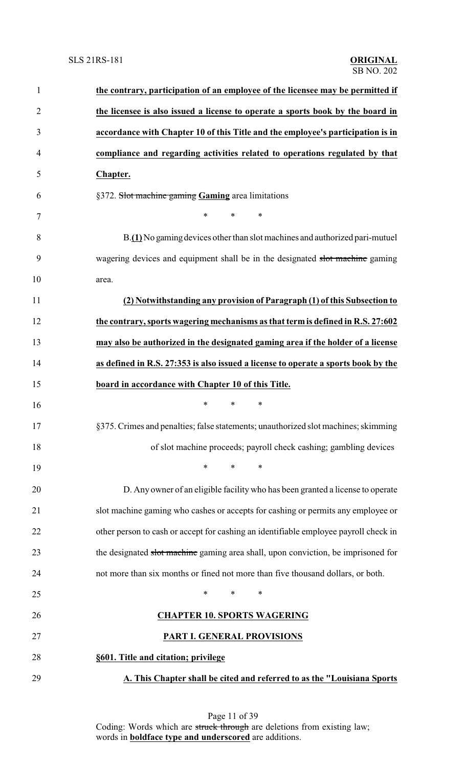**the contrary, participation of an employee of the licensee may be permitted if the licensee is also issued a license to operate a sports book by the board in accordance with Chapter 10 of this Title and the employee's participation is in compliance and regarding activities related to operations regulated by that Chapter.**

§372. ~~Slot machine gaming~~ **Gaming** area limitations

\* \* \*

B.**(1)** No gaming devices other than slot machines and authorized pari-mutuel wagering devices and equipment shall be in the designated ~~slot machine~~ gaming area.

**(2) Notwithstanding any provision of Paragraph (1) of this Subsection to the contrary, sports wagering mechanisms as that term is defined in R.S. 27:602 may also be authorized in the designated gaming area if the holder of a license as defined in R.S. 27:353 is also issued a license to operate a sports book by the board in accordance with Chapter 10 of this Title.**

\* \* \*

§375. Crimes and penalties; false statements; unauthorized slot machines; skimming of slot machine proceeds; payroll check cashing; gambling devices

\* \* \*

D. Any owner of an eligible facility who has been granted a license to operate slot machine gaming who cashes or accepts for cashing or permits any employee or other person to cash or accept for cashing an identifiable employee payroll check in the designated ~~slot machine~~ gaming area shall, upon conviction, be imprisoned for not more than six months or fined not more than five thousand dollars, or both.

\* \* \*

**CHAPTER 10. SPORTS WAGERING**

**PART I. GENERAL PROVISIONS**

**§601. Title and citation; privilege**

**A. This Chapter shall be cited and referred to as the "Louisiana Sports**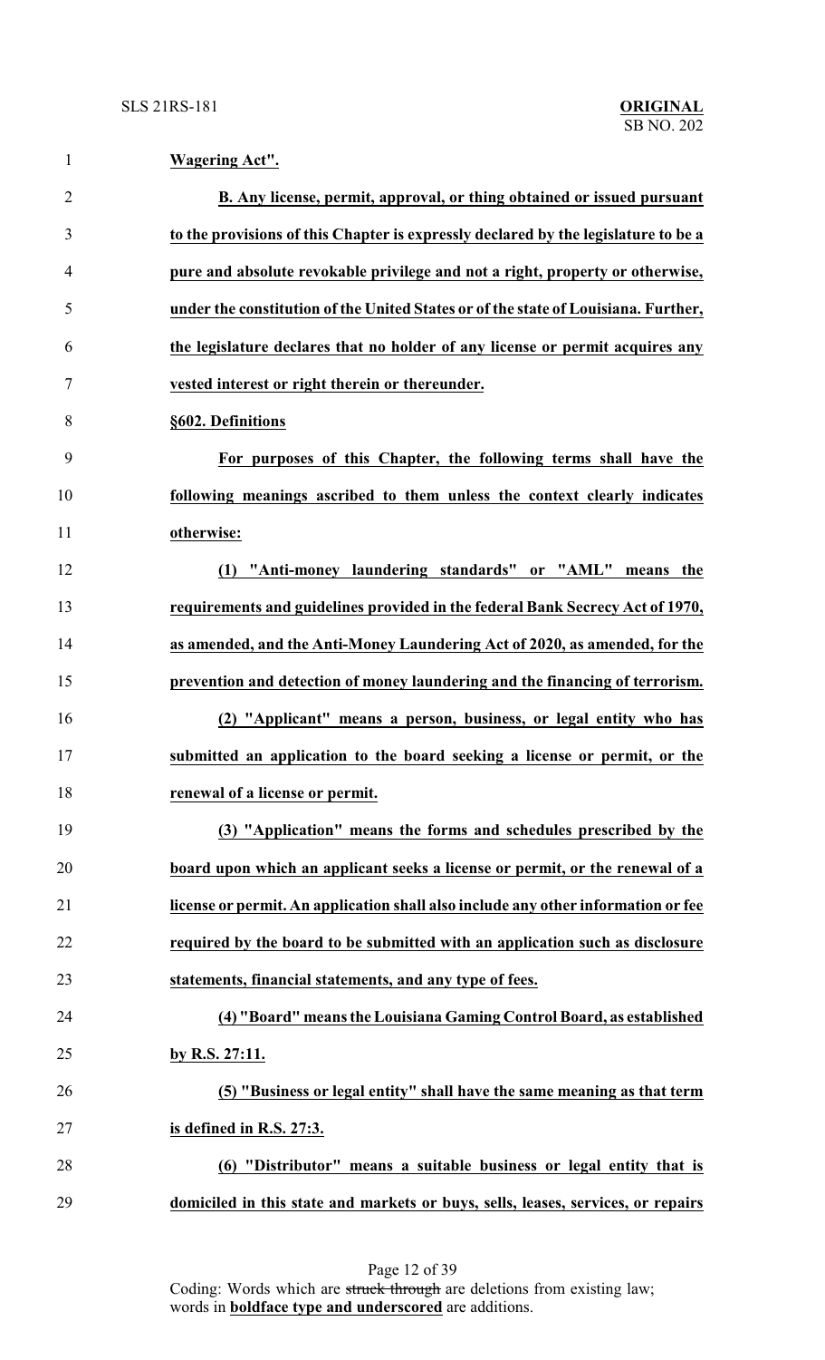**Wagering Act".**

**B. Any license, permit, approval, or thing obtained or issued pursuant to the provisions of this Chapter is expressly declared by the legislature to be a pure and absolute revokable privilege and not a right, property or otherwise, under the constitution of the United States or of the state of Louisiana. Further, the legislature declares that no holder of any license or permit acquires any vested interest or right therein or thereunder.**

**§602. Definitions**

**For purposes of this Chapter, the following terms shall have the following meanings ascribed to them unless the context clearly indicates otherwise:**

**(1) "Anti-money laundering standards" or "AML" means the requirements and guidelines provided in the federal Bank Secrecy Act of 1970, as amended, and the Anti-Money Laundering Act of 2020, as amended, for the prevention and detection of money laundering and the financing of terrorism.**

**(2) "Applicant" means a person, business, or legal entity who has submitted an application to the board seeking a license or permit, or the renewal of a license or permit.**

**(3) "Application" means the forms and schedules prescribed by the board upon which an applicant seeks a license or permit, or the renewal of a license or permit. An application shall also include any other information or fee required by the board to be submitted with an application such as disclosure statements, financial statements, and any type of fees.**

**(4) "Board" means the Louisiana Gaming Control Board, as established by R.S. 27:11.**

**(5) "Business or legal entity" shall have the same meaning as that term is defined in R.S. 27:3.**

**(6) "Distributor" means a suitable business or legal entity that is domiciled in this state and markets or buys, sells, leases, services, or repairs**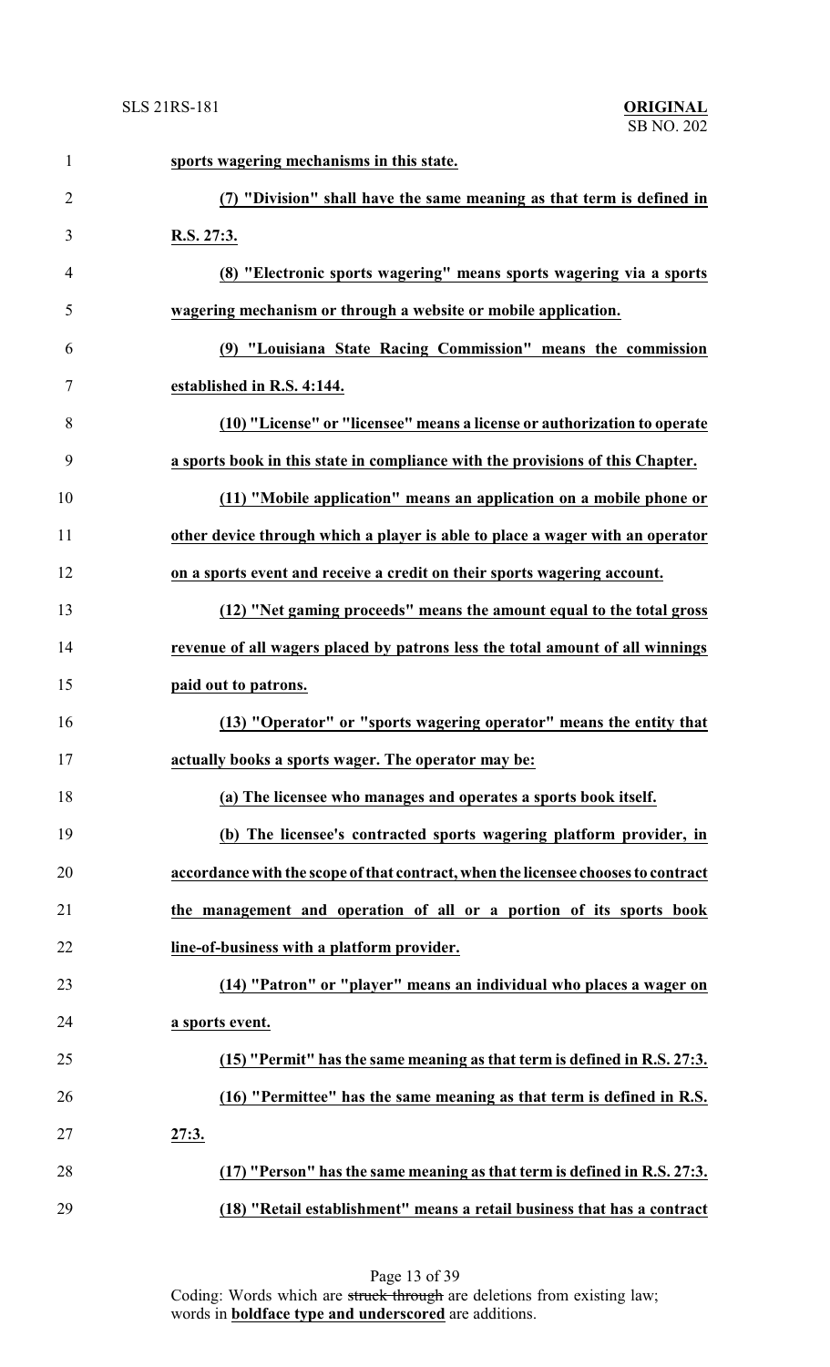**sports wagering mechanisms in this state.**

**(7) "Division" shall have the same meaning as that term is defined in R.S. 27:3.**

**(8) "Electronic sports wagering" means sports wagering via a sports wagering mechanism or through a website or mobile application.**

**(9) "Louisiana State Racing Commission" means the commission established in R.S. 4:144.**

**(10) "License" or "licensee" means a license or authorization to operate a sports book in this state in compliance with the provisions of this Chapter.**

**(11) "Mobile application" means an application on a mobile phone or other device through which a player is able to place a wager with an operator on a sports event and receive a credit on their sports wagering account.**

**(12) "Net gaming proceeds" means the amount equal to the total gross revenue of all wagers placed by patrons less the total amount of all winnings paid out to patrons.**

**(13) "Operator" or "sports wagering operator" means the entity that actually books a sports wager. The operator may be:**

**(a) The licensee who manages and operates a sports book itself.**

**(b) The licensee's contracted sports wagering platform provider, in accordance with the scope of that contract, when the licensee chooses to contract the management and operation of all or a portion of its sports book line-of-business with a platform provider.**

**(14) "Patron" or "player" means an individual who places a wager on a sports event.**

**(15) "Permit" has the same meaning as that term is defined in R.S. 27:3.**

**(16) "Permittee" has the same meaning as that term is defined in R.S. 27:3.**

**(17) "Person" has the same meaning as that term is defined in R.S. 27:3.**

**(18) "Retail establishment" means a retail business that has a contract**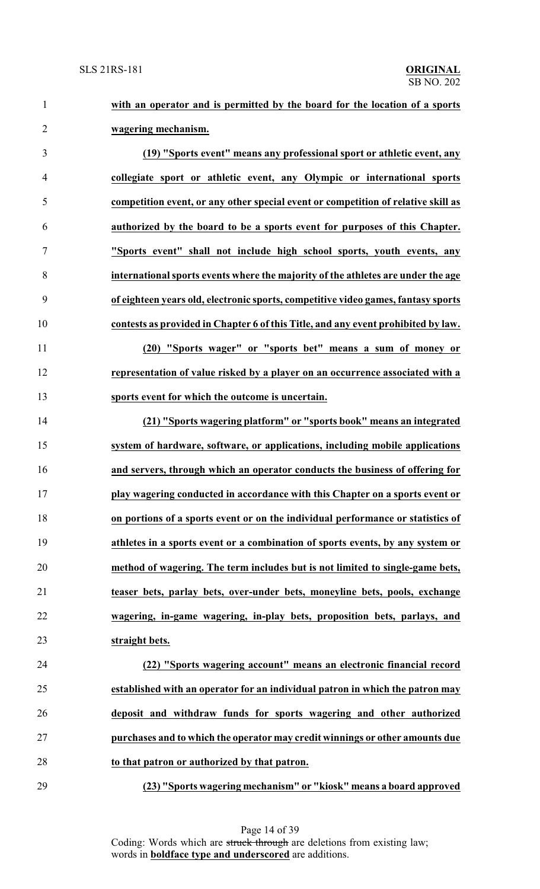**with an operator and is permitted by the board for the location of a sports wagering mechanism.**

**(19) "Sports event" means any professional sport or athletic event, any collegiate sport or athletic event, any Olympic or international sports competition event, or any other special event or competition of relative skill as authorized by the board to be a sports event for purposes of this Chapter. "Sports event" shall not include high school sports, youth events, any international sports events where the majority of the athletes are under the age of eighteen years old, electronic sports, competitive video games, fantasy sports contests as provided in Chapter 6 of this Title, and any event prohibited by law.**

**(20) "Sports wager" or "sports bet" means a sum of money or representation of value risked by a player on an occurrence associated with a sports event for which the outcome is uncertain.**

**(21) "Sports wagering platform" or "sports book" means an integrated system of hardware, software, or applications, including mobile applications and servers, through which an operator conducts the business of offering for play wagering conducted in accordance with this Chapter on a sports event or on portions of a sports event or on the individual performance or statistics of athletes in a sports event or a combination of sports events, by any system or method of wagering. The term includes but is not limited to single-game bets, teaser bets, parlay bets, over-under bets, moneyline bets, pools, exchange wagering, in-game wagering, in-play bets, proposition bets, parlays, and straight bets.**

**(22) "Sports wagering account" means an electronic financial record established with an operator for an individual patron in which the patron may deposit and withdraw funds for sports wagering and other authorized purchases and to which the operator may credit winnings or other amounts due to that patron or authorized by that patron.**

**(23) "Sports wagering mechanism" or "kiosk" means a board approved**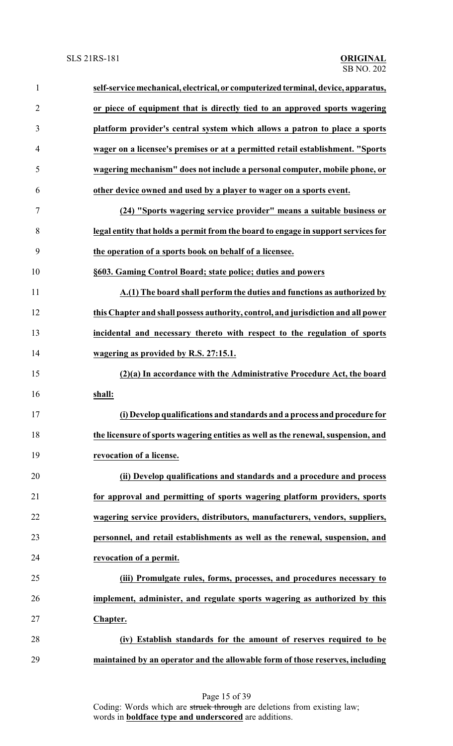**self-service mechanical, electrical, or computerized terminal, device, apparatus, or piece of equipment that is directly tied to an approved sports wagering platform provider's central system which allows a patron to place a sports wager on a licensee's premises or at a permitted retail establishment. "Sports wagering mechanism" does not include a personal computer, mobile phone, or other device owned and used by a player to wager on a sports event.**

**(24) "Sports wagering service provider" means a suitable business or legal entity that holds a permit from the board to engage in support services for the operation of a sports book on behalf of a licensee.**

**§603. Gaming Control Board; state police; duties and powers**

**A.(1) The board shall perform the duties and functions as authorized by this Chapter and shall possess authority, control, and jurisdiction and all power incidental and necessary thereto with respect to the regulation of sports wagering as provided by R.S. 27:15.1.**

**(2)(a) In accordance with the Administrative Procedure Act, the board shall:**

**(i) Develop qualifications and standards and a process and procedure for the licensure of sports wagering entities as well as the renewal, suspension, and revocation of a license.**

**(ii) Develop qualifications and standards and a procedure and process for approval and permitting of sports wagering platform providers, sports wagering service providers, distributors, manufacturers, vendors, suppliers, personnel, and retail establishments as well as the renewal, suspension, and revocation of a permit.**

**(iii) Promulgate rules, forms, processes, and procedures necessary to implement, administer, and regulate sports wagering as authorized by this Chapter.**

**(iv) Establish standards for the amount of reserves required to be maintained by an operator and the allowable form of those reserves, including**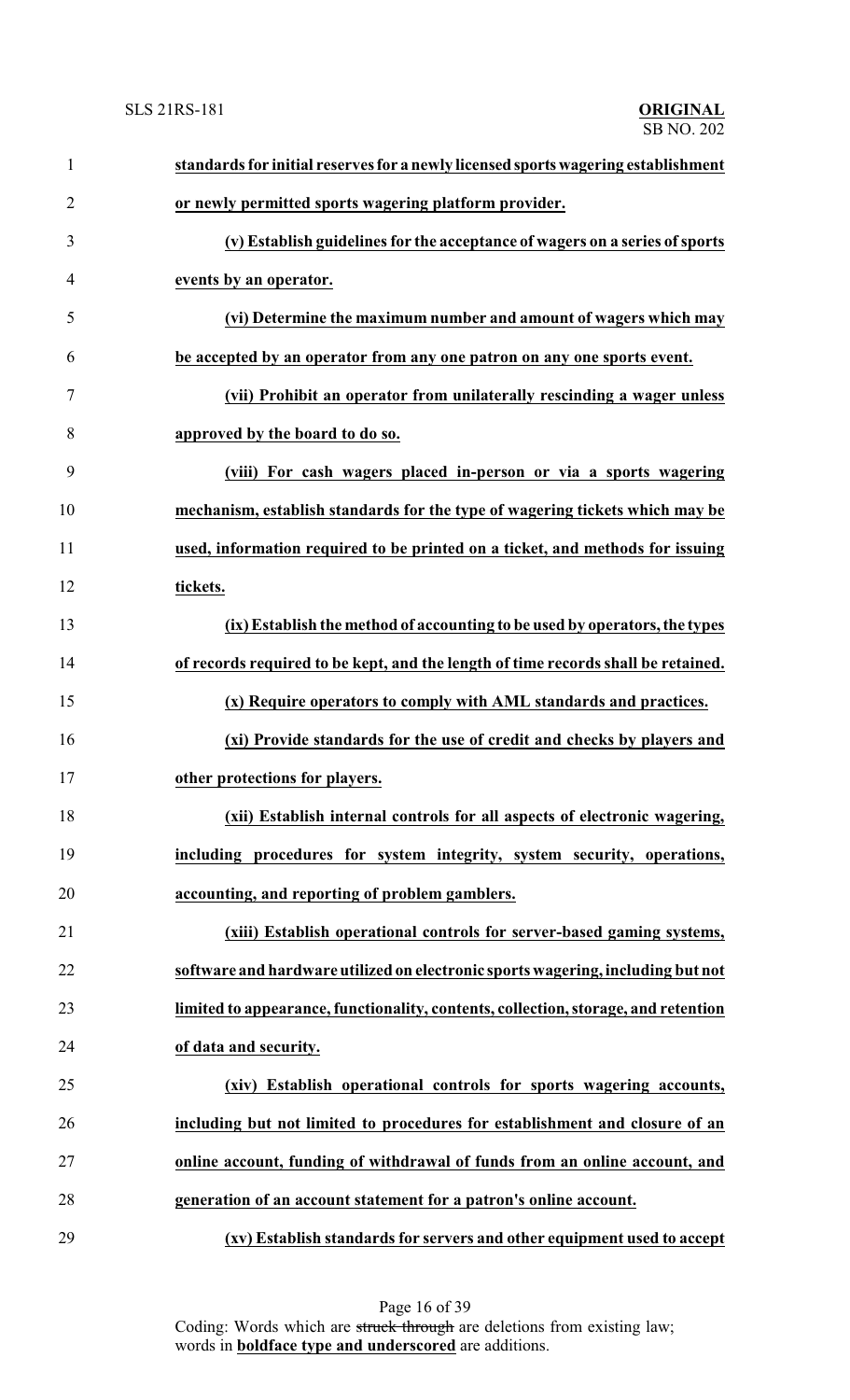**standards for initial reserves for a newly licensed sports wagering establishment or newly permitted sports wagering platform provider.**

**(v) Establish guidelines for the acceptance of wagers on a series of sports events by an operator.**

**(vi) Determine the maximum number and amount of wagers which may be accepted by an operator from any one patron on any one sports event.**

**(vii) Prohibit an operator from unilaterally rescinding a wager unless approved by the board to do so.**

**(viii) For cash wagers placed in-person or via a sports wagering mechanism, establish standards for the type of wagering tickets which may be used, information required to be printed on a ticket, and methods for issuing tickets.**

**(ix) Establish the method of accounting to be used by operators, the types of records required to be kept, and the length of time records shall be retained.**

**(x) Require operators to comply with AML standards and practices.**

**(xi) Provide standards for the use of credit and checks by players and other protections for players.**

**(xii) Establish internal controls for all aspects of electronic wagering, including procedures for system integrity, system security, operations, accounting, and reporting of problem gamblers.**

**(xiii) Establish operational controls for server-based gaming systems, software and hardware utilized on electronic sports wagering, including but not limited to appearance, functionality, contents, collection, storage, and retention of data and security.**

**(xiv) Establish operational controls for sports wagering accounts, including but not limited to procedures for establishment and closure of an online account, funding of withdrawal of funds from an online account, and generation of an account statement for a patron's online account.**

**(xv) Establish standards for servers and other equipment used to accept**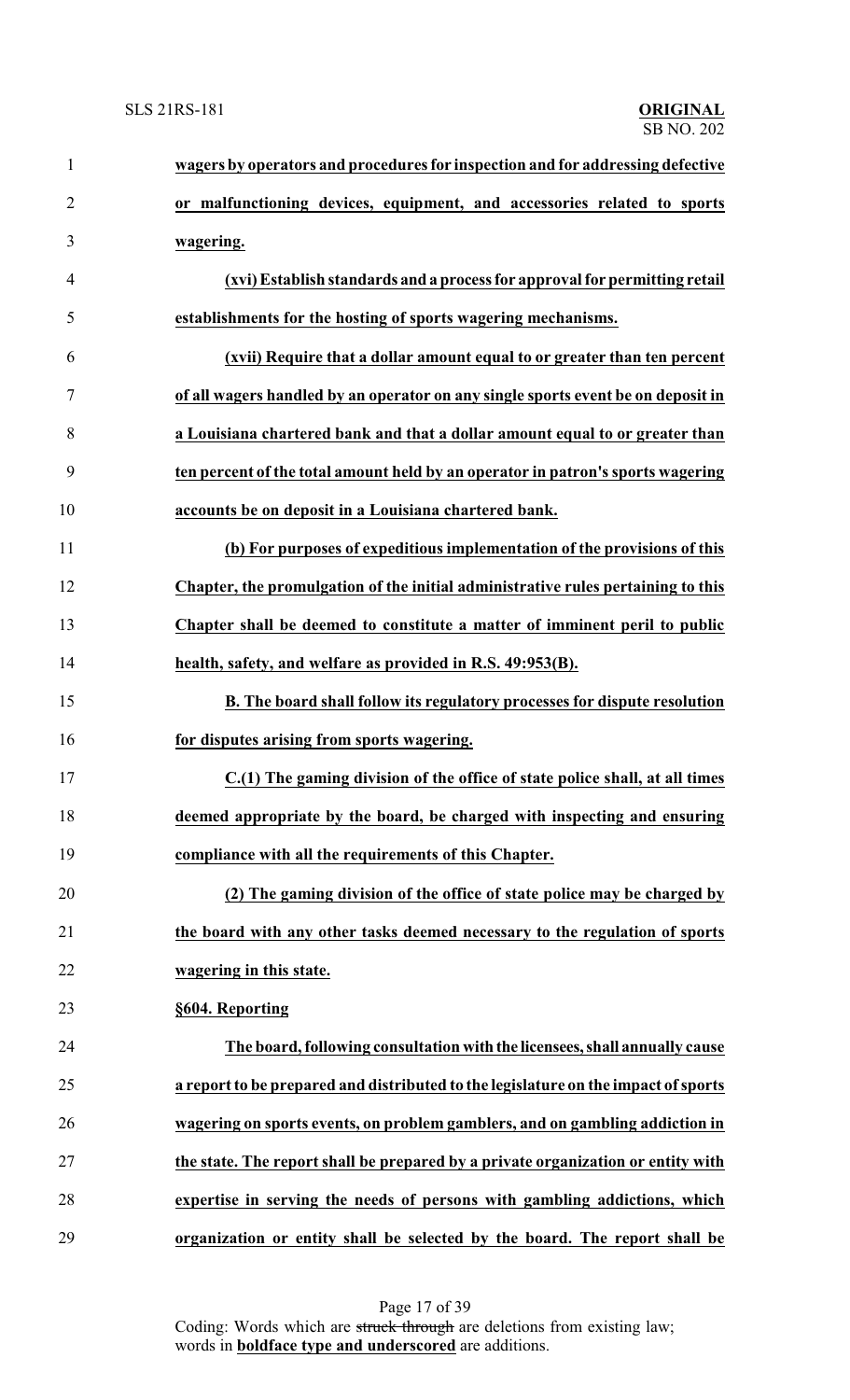**wagers by operators and procedures for inspection and for addressing defective or malfunctioning devices, equipment, and accessories related to sports wagering.**

**(xvi) Establish standards and a process for approval for permitting retail establishments for the hosting of sports wagering mechanisms.**

**(xvii) Require that a dollar amount equal to or greater than ten percent of all wagers handled by an operator on any single sports event be on deposit in a Louisiana chartered bank and that a dollar amount equal to or greater than ten percent of the total amount held by an operator in patron's sports wagering accounts be on deposit in a Louisiana chartered bank.**

**(b) For purposes of expeditious implementation of the provisions of this Chapter, the promulgation of the initial administrative rules pertaining to this Chapter shall be deemed to constitute a matter of imminent peril to public health, safety, and welfare as provided in R.S. 49:953(B).**

**B. The board shall follow its regulatory processes for dispute resolution for disputes arising from sports wagering.**

**C.(1) The gaming division of the office of state police shall, at all times deemed appropriate by the board, be charged with inspecting and ensuring compliance with all the requirements of this Chapter.**

**(2) The gaming division of the office of state police may be charged by the board with any other tasks deemed necessary to the regulation of sports wagering in this state.**

**§604. Reporting**

**The board, following consultation with the licensees, shall annually cause a report to be prepared and distributed to the legislature on the impact of sports wagering on sports events, on problem gamblers, and on gambling addiction in the state. The report shall be prepared by a private organization or entity with expertise in serving the needs of persons with gambling addictions, which organization or entity shall be selected by the board. The report shall be**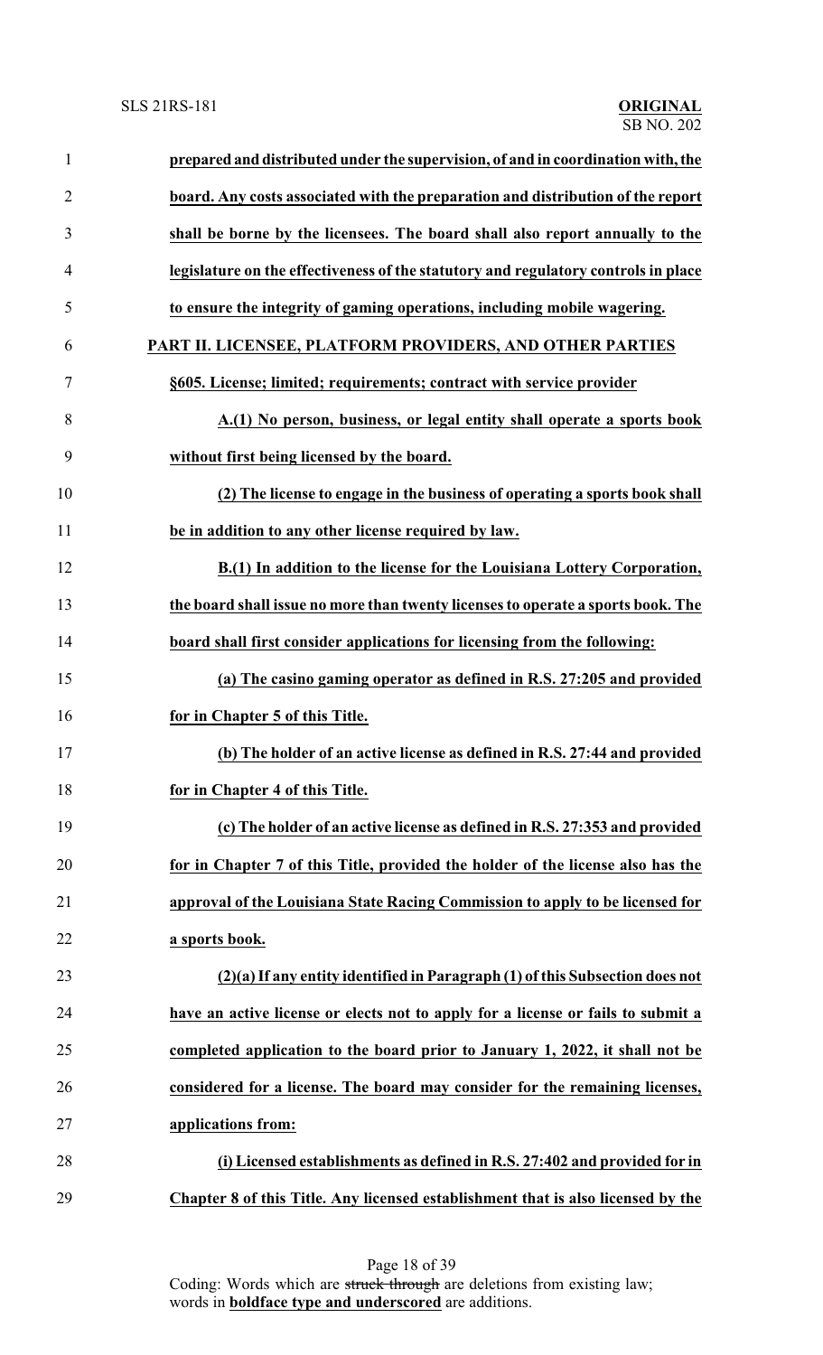**prepared and distributed under the supervision, of and in coordination with, the board. Any costs associated with the preparation and distribution of the report shall be borne by the licensees. The board shall also report annually to the legislature on the effectiveness of the statutory and regulatory controls in place to ensure the integrity of gaming operations, including mobile wagering.**

**PART II. LICENSEE, PLATFORM PROVIDERS, AND OTHER PARTIES**

**§605. License; limited; requirements; contract with service provider**

**A.(1) No person, business, or legal entity shall operate a sports book without first being licensed by the board.**

**(2) The license to engage in the business of operating a sports book shall be in addition to any other license required by law.**

**B.(1) In addition to the license for the Louisiana Lottery Corporation, the board shall issue no more than twenty licenses to operate a sports book. The board shall first consider applications for licensing from the following:**

**(a) The casino gaming operator as defined in R.S. 27:205 and provided for in Chapter 5 of this Title.**

**(b) The holder of an active license as defined in R.S. 27:44 and provided for in Chapter 4 of this Title.**

**(c) The holder of an active license as defined in R.S. 27:353 and provided for in Chapter 7 of this Title, provided the holder of the license also has the approval of the Louisiana State Racing Commission to apply to be licensed for a sports book.**

**(2)(a) If any entity identified in Paragraph (1) of this Subsection does not have an active license or elects not to apply for a license or fails to submit a completed application to the board prior to January 1, 2022, it shall not be considered for a license. The board may consider for the remaining licenses, applications from:**

**(i) Licensed establishments as defined in R.S. 27:402 and provided for in Chapter 8 of this Title. Any licensed establishment that is also licensed by the**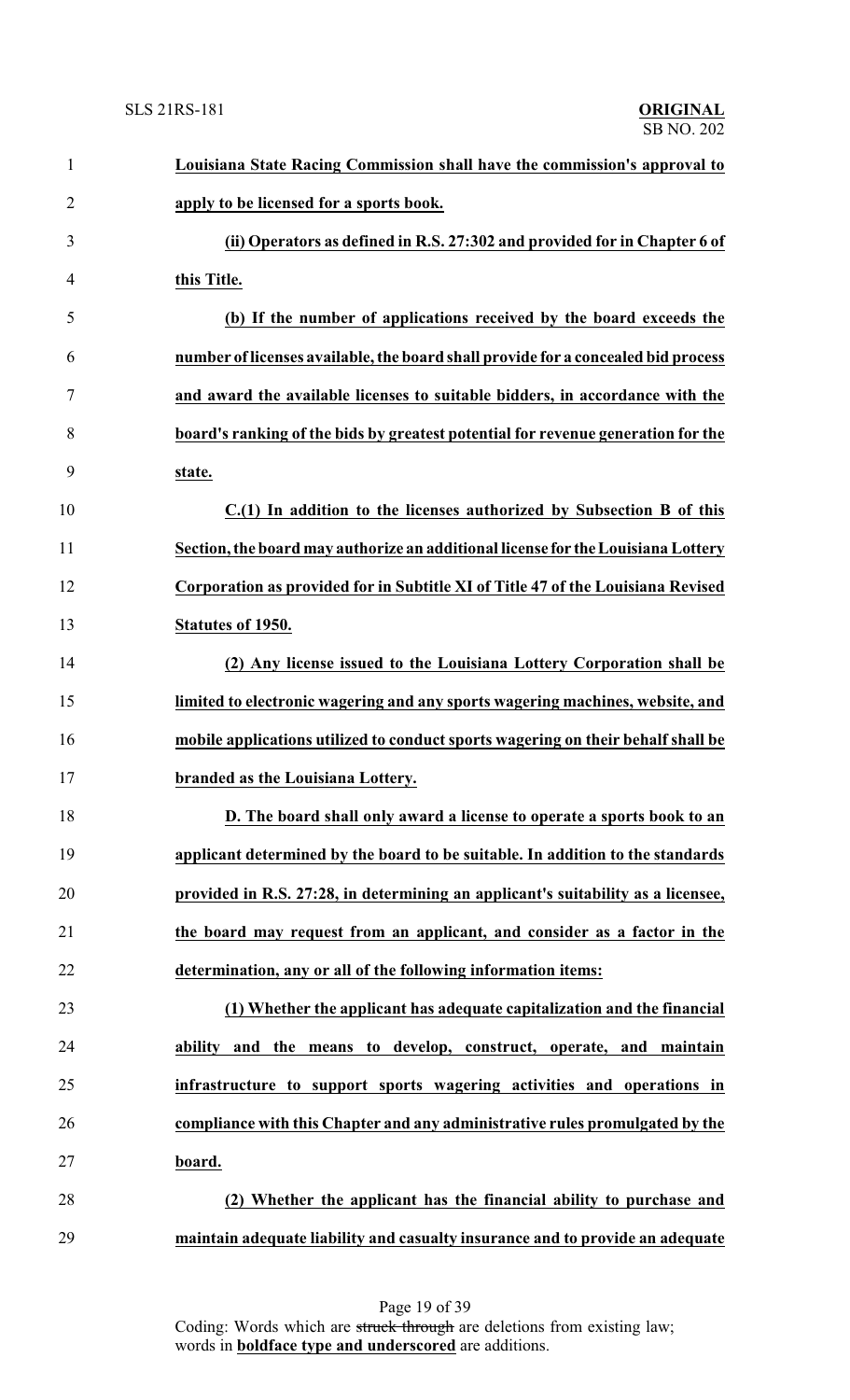**Louisiana State Racing Commission shall have the commission's approval to apply to be licensed for a sports book.**

**(ii) Operators as defined in R.S. 27:302 and provided for in Chapter 6 of this Title.**

**(b) If the number of applications received by the board exceeds the number of licenses available, the board shall provide for a concealed bid process and award the available licenses to suitable bidders, in accordance with the board's ranking of the bids by greatest potential for revenue generation for the state.**

**C.(1) In addition to the licenses authorized by Subsection B of this Section, the board may authorize an additional license for the Louisiana Lottery Corporation as provided for in Subtitle XI of Title 47 of the Louisiana Revised Statutes of 1950.**

**(2) Any license issued to the Louisiana Lottery Corporation shall be limited to electronic wagering and any sports wagering machines, website, and mobile applications utilized to conduct sports wagering on their behalf shall be branded as the Louisiana Lottery.**

**D. The board shall only award a license to operate a sports book to an applicant determined by the board to be suitable. In addition to the standards provided in R.S. 27:28, in determining an applicant's suitability as a licensee, the board may request from an applicant, and consider as a factor in the determination, any or all of the following information items:**

**(1) Whether the applicant has adequate capitalization and the financial ability and the means to develop, construct, operate, and maintain infrastructure to support sports wagering activities and operations in compliance with this Chapter and any administrative rules promulgated by the board.**

**(2) Whether the applicant has the financial ability to purchase and maintain adequate liability and casualty insurance and to provide an adequate**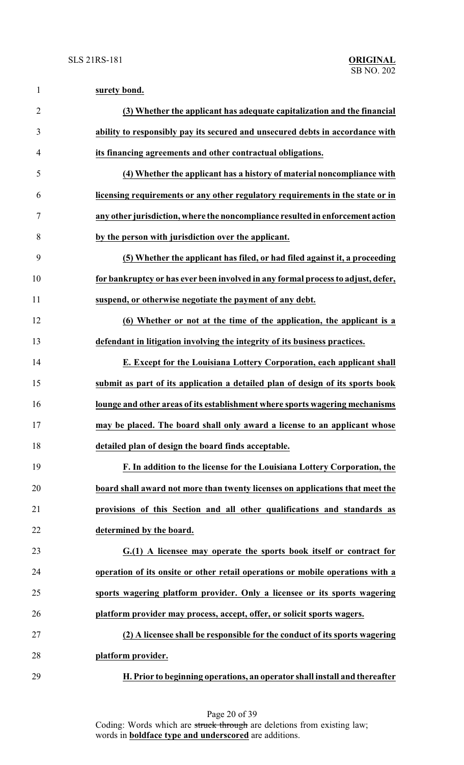**surety bond.**

**(3) Whether the applicant has adequate capitalization and the financial ability to responsibly pay its secured and unsecured debts in accordance with its financing agreements and other contractual obligations.**

**(4) Whether the applicant has a history of material noncompliance with licensing requirements or any other regulatory requirements in the state or in any other jurisdiction, where the noncompliance resulted in enforcement action by the person with jurisdiction over the applicant.**

**(5) Whether the applicant has filed, or had filed against it, a proceeding for bankruptcy or has ever been involved in any formal process to adjust, defer, suspend, or otherwise negotiate the payment of any debt.**

**(6) Whether or not at the time of the application, the applicant is a defendant in litigation involving the integrity of its business practices.**

**E. Except for the Louisiana Lottery Corporation, each applicant shall submit as part of its application a detailed plan of design of its sports book lounge and other areas of its establishment where sports wagering mechanisms may be placed. The board shall only award a license to an applicant whose detailed plan of design the board finds acceptable.**

**F. In addition to the license for the Louisiana Lottery Corporation, the board shall award not more than twenty licenses on applications that meet the provisions of this Section and all other qualifications and standards as determined by the board.**

**G.(1) A licensee may operate the sports book itself or contract for operation of its onsite or other retail operations or mobile operations with a sports wagering platform provider. Only a licensee or its sports wagering platform provider may process, accept, offer, or solicit sports wagers.**

**(2) A licensee shall be responsible for the conduct of its sports wagering platform provider.**

**H. Prior to beginning operations, an operator shall install and thereafter**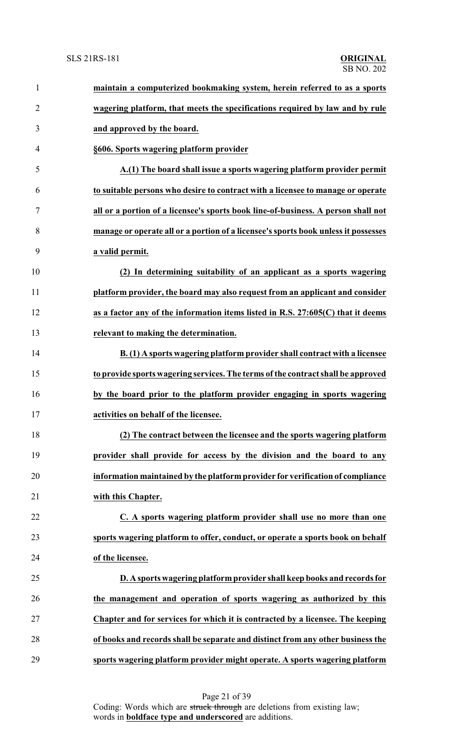**maintain a computerized bookmaking system, herein referred to as a sports wagering platform, that meets the specifications required by law and by rule and approved by the board.**

**§606. Sports wagering platform provider**

**A.(1) The board shall issue a sports wagering platform provider permit to suitable persons who desire to contract with a licensee to manage or operate all or a portion of a licensee's sports book line-of-business. A person shall not manage or operate all or a portion of a licensee's sports book unless it possesses a valid permit.**

**(2) In determining suitability of an applicant as a sports wagering platform provider, the board may also request from an applicant and consider as a factor any of the information items listed in R.S. 27:605(C) that it deems relevant to making the determination.**

**B. (1) A sports wagering platform provider shall contract with a licensee to provide sports wagering services. The terms of the contract shall be approved by the board prior to the platform provider engaging in sports wagering activities on behalf of the licensee.**

**(2) The contract between the licensee and the sports wagering platform provider shall provide for access by the division and the board to any information maintained by the platform provider for verification of compliance with this Chapter.**

**C. A sports wagering platform provider shall use no more than one sports wagering platform to offer, conduct, or operate a sports book on behalf of the licensee.**

**D. A sports wagering platform provider shall keep books and records for the management and operation of sports wagering as authorized by this Chapter and for services for which it is contracted by a licensee. The keeping of books and records shall be separate and distinct from any other business the sports wagering platform provider might operate. A sports wagering platform**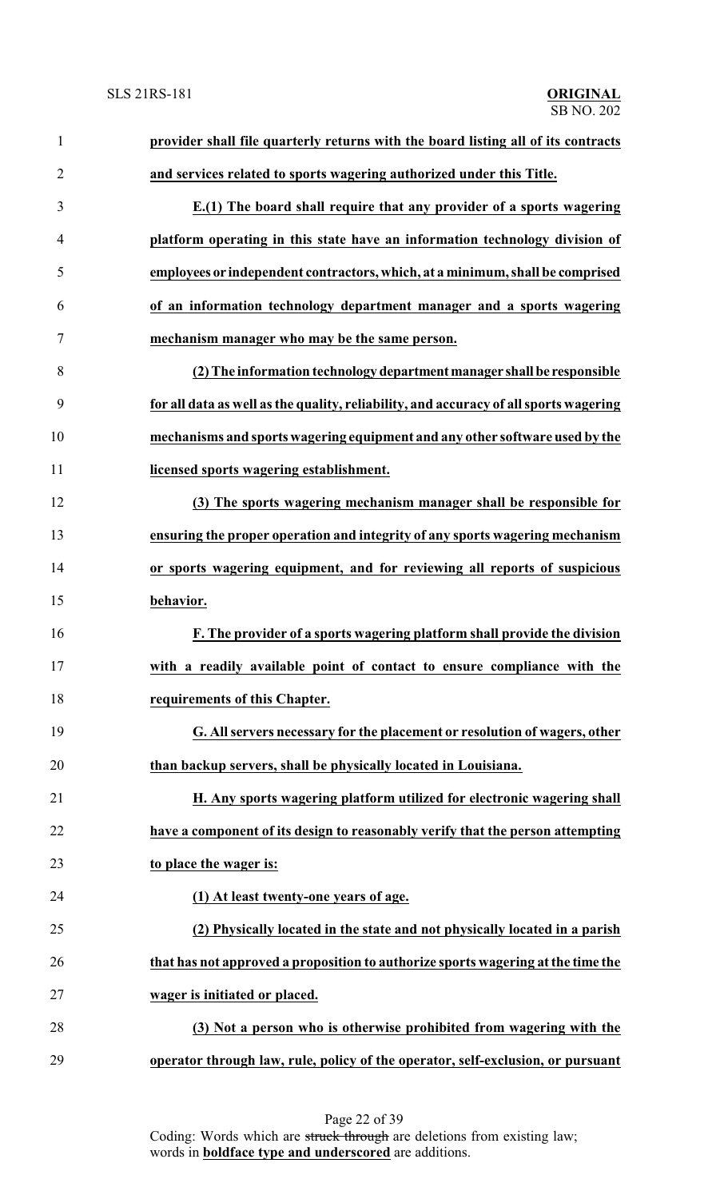**provider shall file quarterly returns with the board listing all of its contracts and services related to sports wagering authorized under this Title.**

**E.(1) The board shall require that any provider of a sports wagering platform operating in this state have an information technology division of employees or independent contractors, which, at a minimum, shall be comprised of an information technology department manager and a sports wagering mechanism manager who may be the same person.**

**(2) The information technology department manager shall be responsible for all data as well as the quality, reliability, and accuracy of all sports wagering mechanisms and sports wagering equipment and any other software used by the licensed sports wagering establishment.**

**(3) The sports wagering mechanism manager shall be responsible for ensuring the proper operation and integrity of any sports wagering mechanism or sports wagering equipment, and for reviewing all reports of suspicious behavior.**

**F. The provider of a sports wagering platform shall provide the division with a readily available point of contact to ensure compliance with the requirements of this Chapter.**

**G. All servers necessary for the placement or resolution of wagers, other than backup servers, shall be physically located in Louisiana.**

**H. Any sports wagering platform utilized for electronic wagering shall have a component of its design to reasonably verify that the person attempting to place the wager is:**

**(1) At least twenty-one years of age.**

**(2) Physically located in the state and not physically located in a parish that has not approved a proposition to authorize sports wagering at the time the wager is initiated or placed.**

**(3) Not a person who is otherwise prohibited from wagering with the operator through law, rule, policy of the operator, self-exclusion, or pursuant**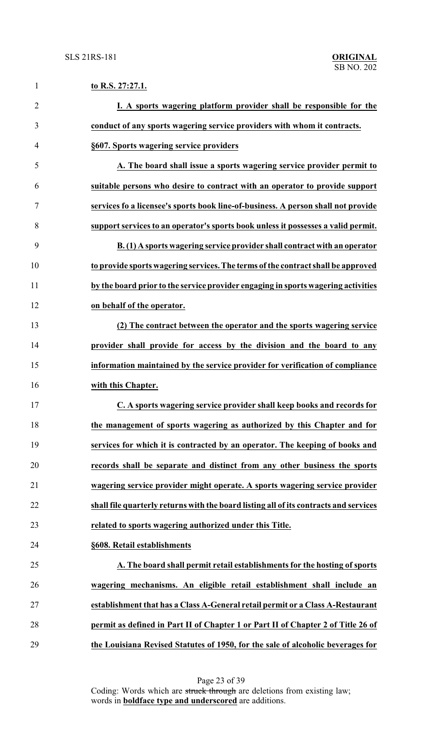**to R.S. 27:27.1.**

**I. A sports wagering platform provider shall be responsible for the conduct of any sports wagering service providers with whom it contracts.**

**§607. Sports wagering service providers**

**A. The board shall issue a sports wagering service provider permit to suitable persons who desire to contract with an operator to provide support services fo a licensee's sports book line-of-business. A person shall not provide support services to an operator's sports book unless it possesses a valid permit.**

**B. (1) A sports wagering service provider shall contract with an operator to provide sports wagering services. The terms of the contract shall be approved by the board prior to the service provider engaging in sports wagering activities on behalf of the operator.**

**(2) The contract between the operator and the sports wagering service provider shall provide for access by the division and the board to any information maintained by the service provider for verification of compliance with this Chapter.**

**C. A sports wagering service provider shall keep books and records for the management of sports wagering as authorized by this Chapter and for services for which it is contracted by an operator. The keeping of books and records shall be separate and distinct from any other business the sports wagering service provider might operate. A sports wagering service provider shall file quarterly returns with the board listing all of its contracts and services related to sports wagering authorized under this Title.**

**§608. Retail establishments**

**A. The board shall permit retail establishments for the hosting of sports wagering mechanisms. An eligible retail establishment shall include an establishment that has a Class A-General retail permit or a Class A-Restaurant permit as defined in Part II of Chapter 1 or Part II of Chapter 2 of Title 26 of the Louisiana Revised Statutes of 1950, for the sale of alcoholic beverages for**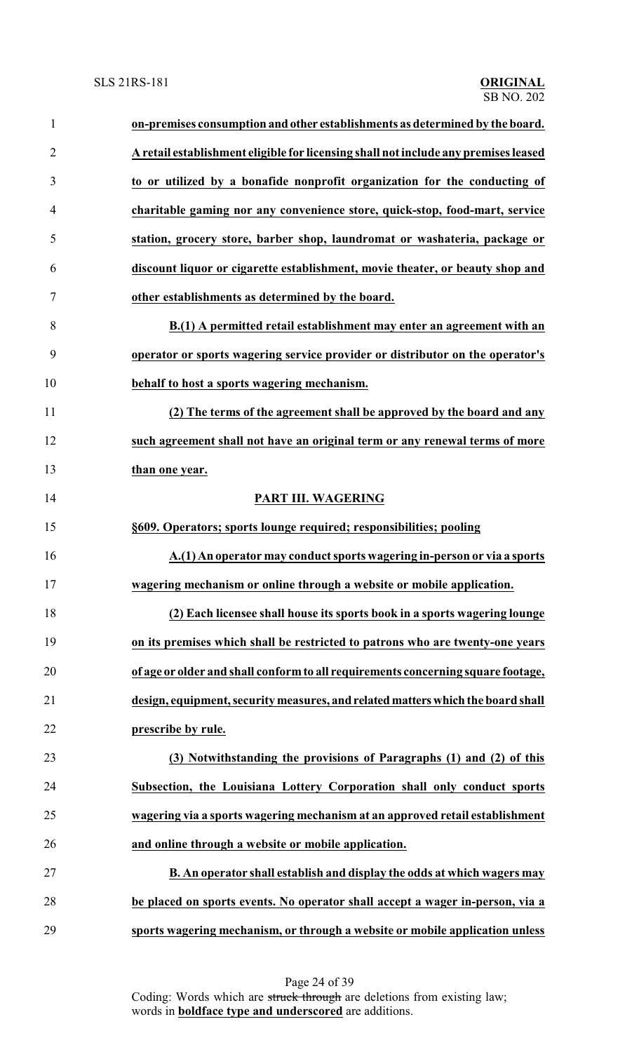**on-premises consumption and other establishments as determined by the board. A retail establishment eligible for licensing shall not include any premises leased to or utilized by a bonafide nonprofit organization for the conducting of charitable gaming nor any convenience store, quick-stop, food-mart, service station, grocery store, barber shop, laundromat or washateria, package or discount liquor or cigarette establishment, movie theater, or beauty shop and other establishments as determined by the board.**

**B.(1) A permitted retail establishment may enter an agreement with an operator or sports wagering service provider or distributor on the operator's behalf to host a sports wagering mechanism.**

**(2) The terms of the agreement shall be approved by the board and any such agreement shall not have an original term or any renewal terms of more than one year.**

**PART III. WAGERING**

**§609. Operators; sports lounge required; responsibilities; pooling**

**A.(1) An operator may conduct sports wagering in-person or via a sports wagering mechanism or online through a website or mobile application.**

**(2) Each licensee shall house its sports book in a sports wagering lounge on its premises which shall be restricted to patrons who are twenty-one years of age or older and shall conform to all requirements concerning square footage, design, equipment, security measures, and related matters which the board shall prescribe by rule.**

**(3) Notwithstanding the provisions of Paragraphs (1) and (2) of this Subsection, the Louisiana Lottery Corporation shall only conduct sports wagering via a sports wagering mechanism at an approved retail establishment and online through a website or mobile application.**

**B. An operator shall establish and display the odds at which wagers may be placed on sports events. No operator shall accept a wager in-person, via a sports wagering mechanism, or through a website or mobile application unless**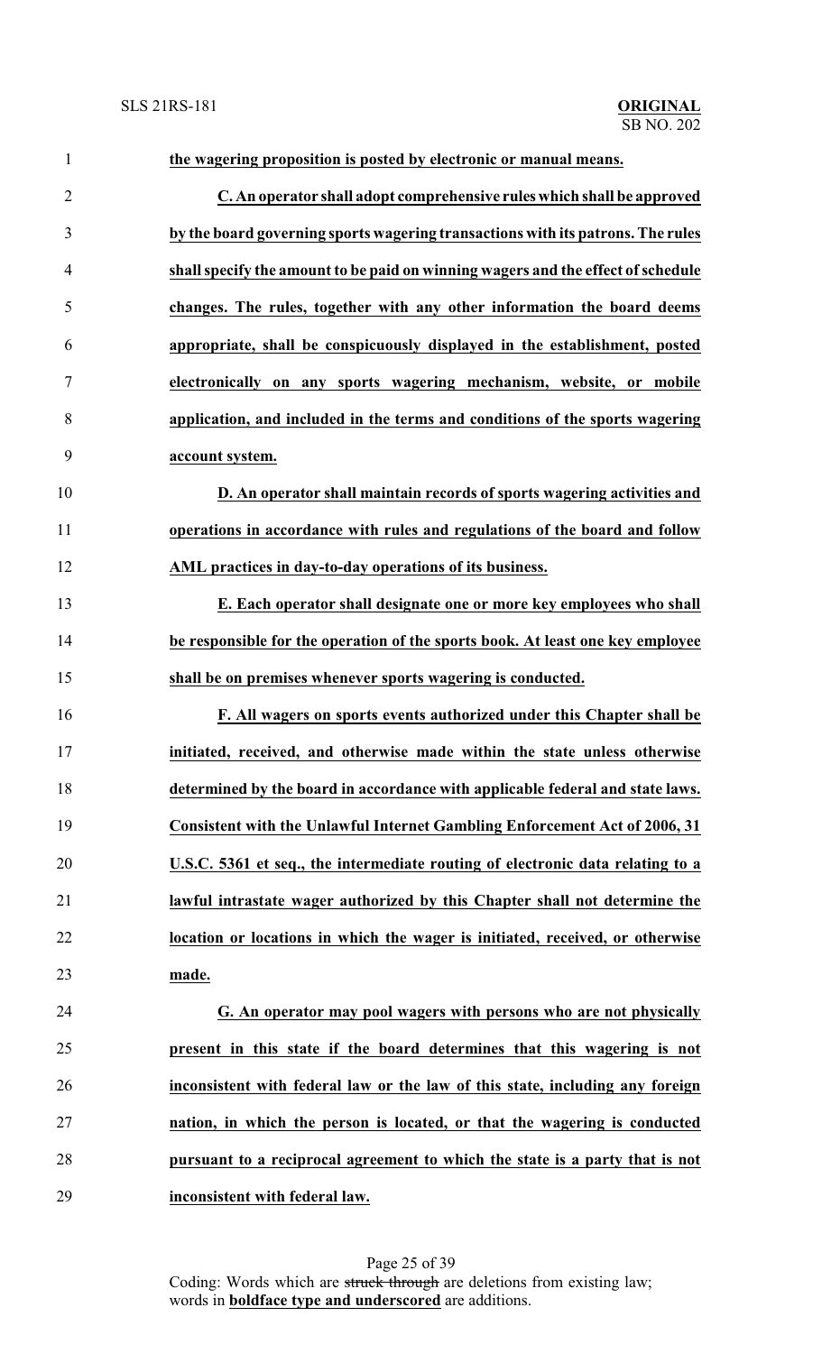**the wagering proposition is posted by electronic or manual means.**

**C. An operator shall adopt comprehensive rules which shall be approved by the board governing sports wagering transactions with its patrons. The rules shall specify the amount to be paid on winning wagers and the effect of schedule changes. The rules, together with any other information the board deems appropriate, shall be conspicuously displayed in the establishment, posted electronically on any sports wagering mechanism, website, or mobile application, and included in the terms and conditions of the sports wagering account system.**

**D. An operator shall maintain records of sports wagering activities and operations in accordance with rules and regulations of the board and follow AML practices in day-to-day operations of its business.**

**E. Each operator shall designate one or more key employees who shall be responsible for the operation of the sports book. At least one key employee shall be on premises whenever sports wagering is conducted.**

**F. All wagers on sports events authorized under this Chapter shall be initiated, received, and otherwise made within the state unless otherwise determined by the board in accordance with applicable federal and state laws. Consistent with the Unlawful Internet Gambling Enforcement Act of 2006, 31 U.S.C. 5361 et seq., the intermediate routing of electronic data relating to a lawful intrastate wager authorized by this Chapter shall not determine the location or locations in which the wager is initiated, received, or otherwise made.**

**G. An operator may pool wagers with persons who are not physically present in this state if the board determines that this wagering is not inconsistent with federal law or the law of this state, including any foreign nation, in which the person is located, or that the wagering is conducted pursuant to a reciprocal agreement to which the state is a party that is not inconsistent with federal law.**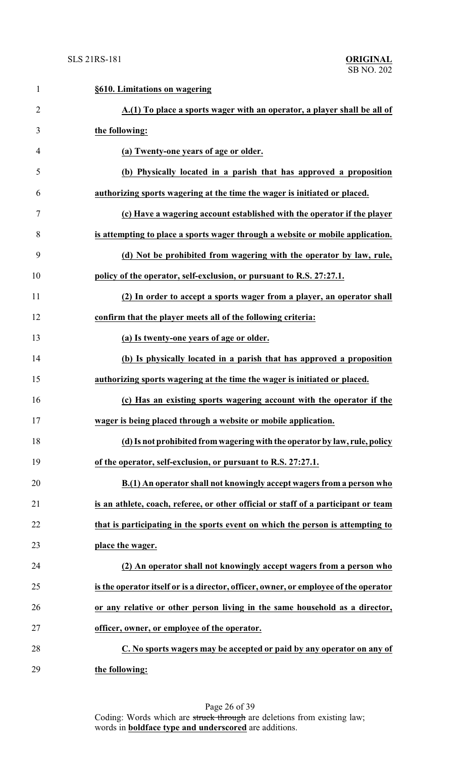**§610. Limitations on wagering**

**A.(1) To place a sports wager with an operator, a player shall be all of the following:**

**(a) Twenty-one years of age or older.**

**(b) Physically located in a parish that has approved a proposition authorizing sports wagering at the time the wager is initiated or placed.**

**(c) Have a wagering account established with the operator if the player is attempting to place a sports wager through a website or mobile application.**

**(d) Not be prohibited from wagering with the operator by law, rule, policy of the operator, self-exclusion, or pursuant to R.S. 27:27.1.**

**(2) In order to accept a sports wager from a player, an operator shall confirm that the player meets all of the following criteria:**

**(a) Is twenty-one years of age or older.**

**(b) Is physically located in a parish that has approved a proposition authorizing sports wagering at the time the wager is initiated or placed.**

**(c) Has an existing sports wagering account with the operator if the wager is being placed through a website or mobile application.**

**(d) Is not prohibited from wagering with the operator by law, rule, policy of the operator, self-exclusion, or pursuant to R.S. 27:27.1.**

**B.(1) An operator shall not knowingly accept wagers from a person who is an athlete, coach, referee, or other official or staff of a participant or team that is participating in the sports event on which the person is attempting to place the wager.**

**(2) An operator shall not knowingly accept wagers from a person who is the operator itself or is a director, officer, owner, or employee of the operator or any relative or other person living in the same household as a director, officer, owner, or employee of the operator.**

**C. No sports wagers may be accepted or paid by any operator on any of the following:**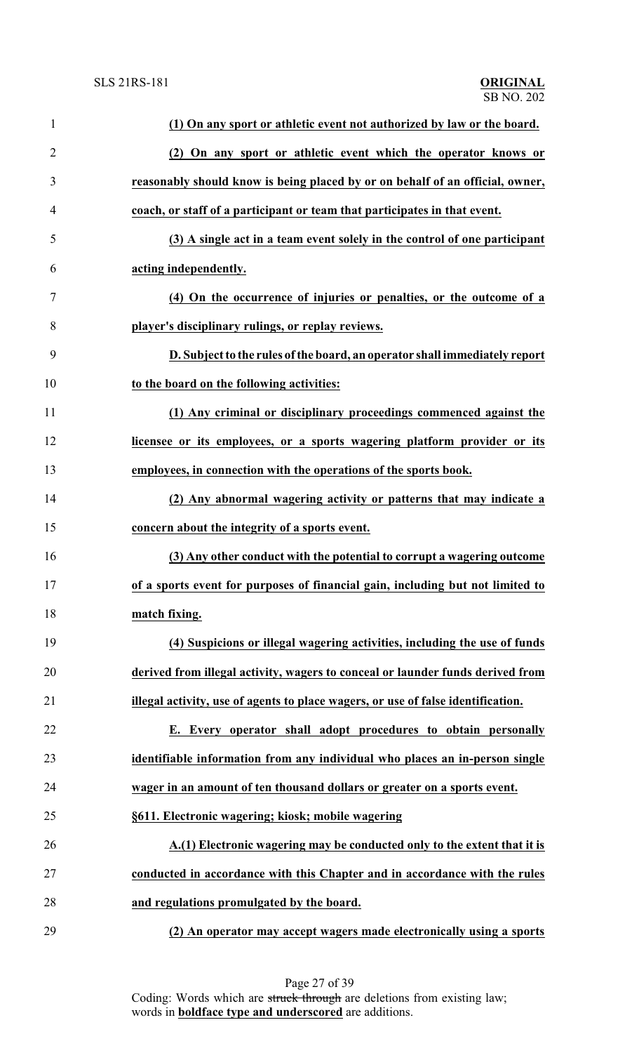**(1) On any sport or athletic event not authorized by law or the board.**

**(2) On any sport or athletic event which the operator knows or reasonably should know is being placed by or on behalf of an official, owner, coach, or staff of a participant or team that participates in that event.**

**(3) A single act in a team event solely in the control of one participant acting independently.**

**(4) On the occurrence of injuries or penalties, or the outcome of a player's disciplinary rulings, or replay reviews.**

**D. Subject to the rules of the board, an operator shall immediately report to the board on the following activities:**

**(1) Any criminal or disciplinary proceedings commenced against the licensee or its employees, or a sports wagering platform provider or its employees, in connection with the operations of the sports book.**

**(2) Any abnormal wagering activity or patterns that may indicate a concern about the integrity of a sports event.**

**(3) Any other conduct with the potential to corrupt a wagering outcome of a sports event for purposes of financial gain, including but not limited to match fixing.**

**(4) Suspicions or illegal wagering activities, including the use of funds derived from illegal activity, wagers to conceal or launder funds derived from illegal activity, use of agents to place wagers, or use of false identification.**

**E. Every operator shall adopt procedures to obtain personally identifiable information from any individual who places an in-person single wager in an amount of ten thousand dollars or greater on a sports event.**

**§611. Electronic wagering; kiosk; mobile wagering**

**A.(1) Electronic wagering may be conducted only to the extent that it is conducted in accordance with this Chapter and in accordance with the rules and regulations promulgated by the board.**

**(2) An operator may accept wagers made electronically using a sports**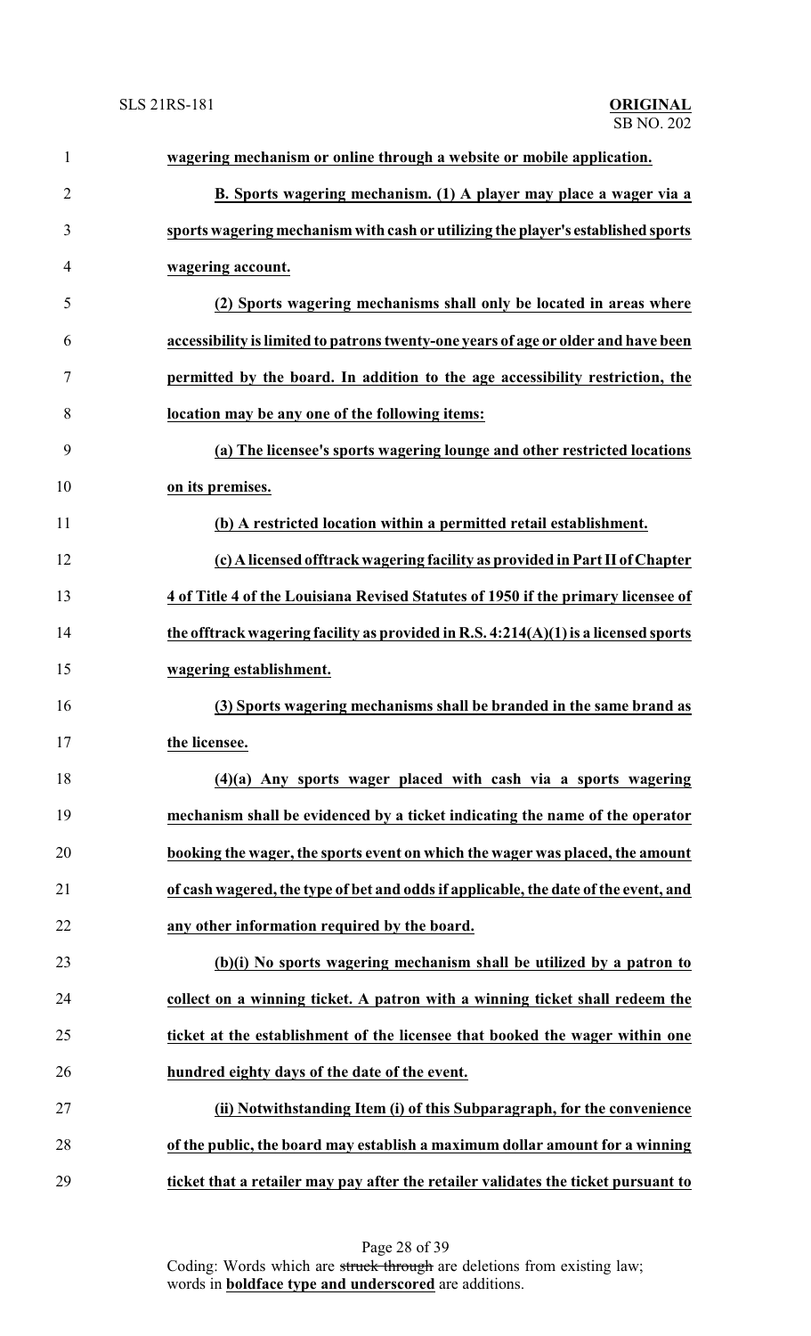**wagering mechanism or online through a website or mobile application.**

**B. Sports wagering mechanism. (1) A player may place a wager via a sports wagering mechanism with cash or utilizing the player's established sports wagering account.**

**(2) Sports wagering mechanisms shall only be located in areas where accessibility is limited to patrons twenty-one years of age or older and have been permitted by the board. In addition to the age accessibility restriction, the location may be any one of the following items:**

**(a) The licensee's sports wagering lounge and other restricted locations on its premises.**

**(b) A restricted location within a permitted retail establishment.**

**(c) A licensed offtrack wagering facility as provided in Part II of Chapter 4 of Title 4 of the Louisiana Revised Statutes of 1950 if the primary licensee of the offtrack wagering facility as provided in R.S. 4:214(A)(1) is a licensed sports wagering establishment.**

**(3) Sports wagering mechanisms shall be branded in the same brand as the licensee.**

**(4)(a) Any sports wager placed with cash via a sports wagering mechanism shall be evidenced by a ticket indicating the name of the operator booking the wager, the sports event on which the wager was placed, the amount of cash wagered, the type of bet and odds if applicable, the date of the event, and any other information required by the board.**

**(b)(i) No sports wagering mechanism shall be utilized by a patron to collect on a winning ticket. A patron with a winning ticket shall redeem the ticket at the establishment of the licensee that booked the wager within one hundred eighty days of the date of the event.**

**(ii) Notwithstanding Item (i) of this Subparagraph, for the convenience of the public, the board may establish a maximum dollar amount for a winning ticket that a retailer may pay after the retailer validates the ticket pursuant to**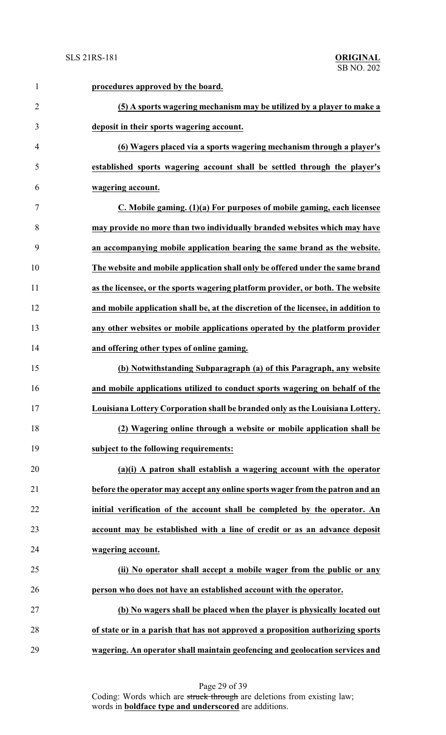**procedures approved by the board.**

**(5) A sports wagering mechanism may be utilized by a player to make a deposit in their sports wagering account.**

**(6) Wagers placed via a sports wagering mechanism through a player's established sports wagering account shall be settled through the player's wagering account.**

**C. Mobile gaming. (1)(a) For purposes of mobile gaming, each licensee may provide no more than two individually branded websites which may have an accompanying mobile application bearing the same brand as the website. The website and mobile application shall only be offered under the same brand as the licensee, or the sports wagering platform provider, or both. The website and mobile application shall be, at the discretion of the licensee, in addition to any other websites or mobile applications operated by the platform provider and offering other types of online gaming.**

**(b) Notwithstanding Subparagraph (a) of this Paragraph, any website and mobile applications utilized to conduct sports wagering on behalf of the Louisiana Lottery Corporation shall be branded only as the Louisiana Lottery.**

**(2) Wagering online through a website or mobile application shall be subject to the following requirements:**

**(a)(i) A patron shall establish a wagering account with the operator before the operator may accept any online sports wager from the patron and an initial verification of the account shall be completed by the operator. An account may be established with a line of credit or as an advance deposit wagering account.**

**(ii) No operator shall accept a mobile wager from the public or any person who does not have an established account with the operator.**

**(b) No wagers shall be placed when the player is physically located out of state or in a parish that has not approved a proposition authorizing sports wagering. An operator shall maintain geofencing and geolocation services and**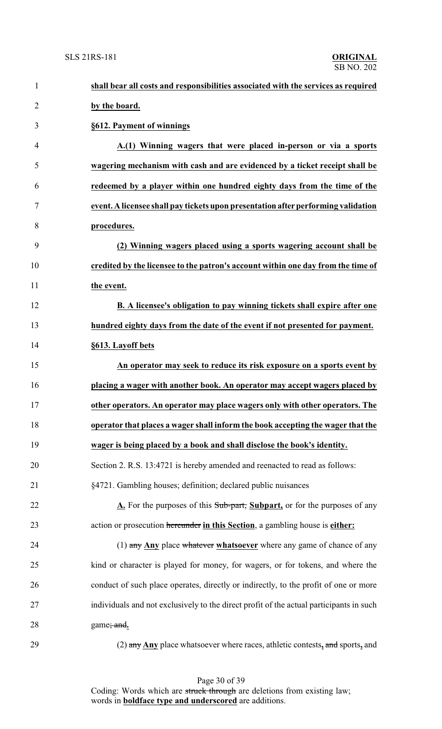**shall bear all costs and responsibilities associated with the services as required by the board.**

**§612. Payment of winnings**

**A.(1) Winning wagers that were placed in-person or via a sports wagering mechanism with cash and are evidenced by a ticket receipt shall be redeemed by a player within one hundred eighty days from the time of the event. A licensee shall pay tickets upon presentation after performing validation procedures.**

**(2) Winning wagers placed using a sports wagering account shall be credited by the licensee to the patron's account within one day from the time of the event.**

**B. A licensee's obligation to pay winning tickets shall expire after one hundred eighty days from the date of the event if not presented for payment.**

**§613. Layoff bets**

**An operator may seek to reduce its risk exposure on a sports event by placing a wager with another book. An operator may accept wagers placed by other operators. An operator may place wagers only with other operators. The operator that places a wager shall inform the book accepting the wager that the wager is being placed by a book and shall disclose the book's identity.**

Section 2. R.S. 13:4721 is hereby amended and reenacted to read as follows:

§4721. Gambling houses; definition; declared public nuisances

**A.** For the purposes of this ~~Sub-part,~~ **Subpart,** or for the purposes of any action or prosecution ~~hereunder~~ **in this Section**, a gambling house is **either:**

(1) ~~any~~ **Any** place ~~whatever~~ **whatsoever** where any game of chance of any kind or character is played for money, for wagers, or for tokens, and where the conduct of such place operates, directly or indirectly, to the profit of one or more individuals and not exclusively to the direct profit of the actual participants in such game~~; and~~**.**

(2) ~~any~~ **Any** place whatsoever where races, athletic contests**,** ~~and~~ sports**,** and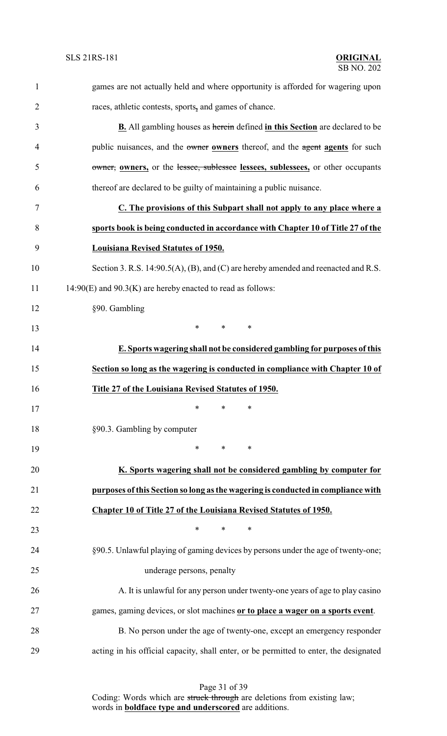games are not actually held and where opportunity is afforded for wagering upon races, athletic contests, sports**,** and games of chance.

**B.** All gambling houses as ~~herein~~ defined **in this Section** are declared to be public nuisances, and the ~~owner~~ **owners** thereof, and the ~~agent~~ **agents** for such ~~owner,~~ **owners,** or the ~~lessee, sublessee~~ **lessees, sublessees,** or other occupants thereof are declared to be guilty of maintaining a public nuisance.

**C. The provisions of this Subpart shall not apply to any place where a sports book is being conducted in accordance with Chapter 10 of Title 27 of the Louisiana Revised Statutes of 1950.**

Section 3. R.S. 14:90.5(A), (B), and (C) are hereby amended and reenacted and R.S. 14:90(E) and 90.3(K) are hereby enacted to read as follows:

§90. Gambling

\* \* \*

**E. Sports wagering shall not be considered gambling for purposes of this Section so long as the wagering is conducted in compliance with Chapter 10 of Title 27 of the Louisiana Revised Statutes of 1950.**

\* \* \*

§90.3. Gambling by computer

\* \* \*

**K. Sports wagering shall not be considered gambling by computer for purposes of this Section so long as the wagering is conducted in compliance with Chapter 10 of Title 27 of the Louisiana Revised Statutes of 1950.**

\* \* \*

§90.5. Unlawful playing of gaming devices by persons under the age of twenty-one; underage persons, penalty

A. It is unlawful for any person under twenty-one years of age to play casino games, gaming devices, or slot machines **or to place a wager on a sports event**.

B. No person under the age of twenty-one, except an emergency responder acting in his official capacity, shall enter, or be permitted to enter, the designated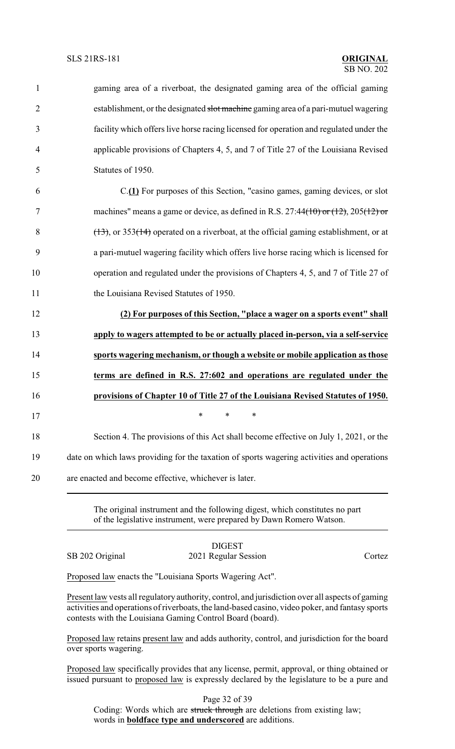gaming area of a riverboat, the designated gaming area of the official gaming establishment, or the designated ~~slot machine~~ gaming area of a pari-mutuel wagering facility which offers live horse racing licensed for operation and regulated under the applicable provisions of Chapters 4, 5, and 7 of Title 27 of the Louisiana Revised Statutes of 1950.

C.**(1)** For purposes of this Section, "casino games, gaming devices, or slot machines" means a game or device, as defined in R.S. 27:44~~(10) or (12)~~, 205~~(12) or (13)~~, or 353~~(14)~~ operated on a riverboat, at the official gaming establishment, or at a pari-mutuel wagering facility which offers live horse racing which is licensed for operation and regulated under the provisions of Chapters 4, 5, and 7 of Title 27 of the Louisiana Revised Statutes of 1950.

**(2) For purposes of this Section, "place a wager on a sports event" shall apply to wagers attempted to be or actually placed in-person, via a self-service sports wagering mechanism, or though a website or mobile application as those terms are defined in R.S. 27:602 and operations are regulated under the provisions of Chapter 10 of Title 27 of the Louisiana Revised Statutes of 1950.**

\* \* \*

Section 4. The provisions of this Act shall become effective on July 1, 2021, or the date on which laws providing for the taxation of sports wagering activities and operations are enacted and become effective, whichever is later.

---

The original instrument and the following digest, which constitutes no part of the legislative instrument, were prepared by Dawn Romero Watson.

---

DIGEST

SB 202 Original — 2021 Regular Session — Cortez

Proposed law enacts the "Louisiana Sports Wagering Act".

Present law vests all regulatory authority, control, and jurisdiction over all aspects of gaming activities and operations of riverboats, the land-based casino, video poker, and fantasy sports contests with the Louisiana Gaming Control Board (board).

Proposed law retains present law and adds authority, control, and jurisdiction for the board over sports wagering.

Proposed law specifically provides that any license, permit, approval, or thing obtained or issued pursuant to proposed law is expressly declared by the legislature to be a pure and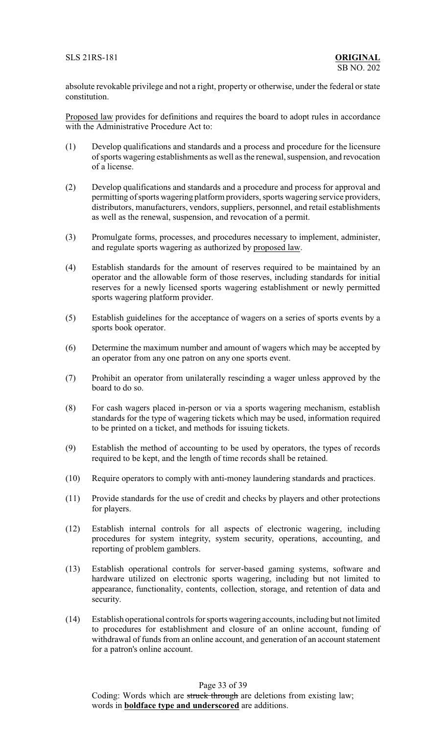absolute revokable privilege and not a right, property or otherwise, under the federal or state constitution.

Proposed law provides for definitions and requires the board to adopt rules in accordance with the Administrative Procedure Act to:

(1) Develop qualifications and standards and a process and procedure for the licensure of sports wagering establishments as well as the renewal, suspension, and revocation of a license.

(2) Develop qualifications and standards and a procedure and process for approval and permitting of sports wagering platform providers, sports wagering service providers, distributors, manufacturers, vendors, suppliers, personnel, and retail establishments as well as the renewal, suspension, and revocation of a permit.

(3) Promulgate forms, processes, and procedures necessary to implement, administer, and regulate sports wagering as authorized by proposed law.

(4) Establish standards for the amount of reserves required to be maintained by an operator and the allowable form of those reserves, including standards for initial reserves for a newly licensed sports wagering establishment or newly permitted sports wagering platform provider.

(5) Establish guidelines for the acceptance of wagers on a series of sports events by a sports book operator.

(6) Determine the maximum number and amount of wagers which may be accepted by an operator from any one patron on any one sports event.

(7) Prohibit an operator from unilaterally rescinding a wager unless approved by the board to do so.

(8) For cash wagers placed in-person or via a sports wagering mechanism, establish standards for the type of wagering tickets which may be used, information required to be printed on a ticket, and methods for issuing tickets.

(9) Establish the method of accounting to be used by operators, the types of records required to be kept, and the length of time records shall be retained.

(10) Require operators to comply with anti-money laundering standards and practices.

(11) Provide standards for the use of credit and checks by players and other protections for players.

(12) Establish internal controls for all aspects of electronic wagering, including procedures for system integrity, system security, operations, accounting, and reporting of problem gamblers.

(13) Establish operational controls for server-based gaming systems, software and hardware utilized on electronic sports wagering, including but not limited to appearance, functionality, contents, collection, storage, and retention of data and security.

(14) Establish operational controls for sports wagering accounts, including but not limited to procedures for establishment and closure of an online account, funding of withdrawal of funds from an online account, and generation of an account statement for a patron's online account.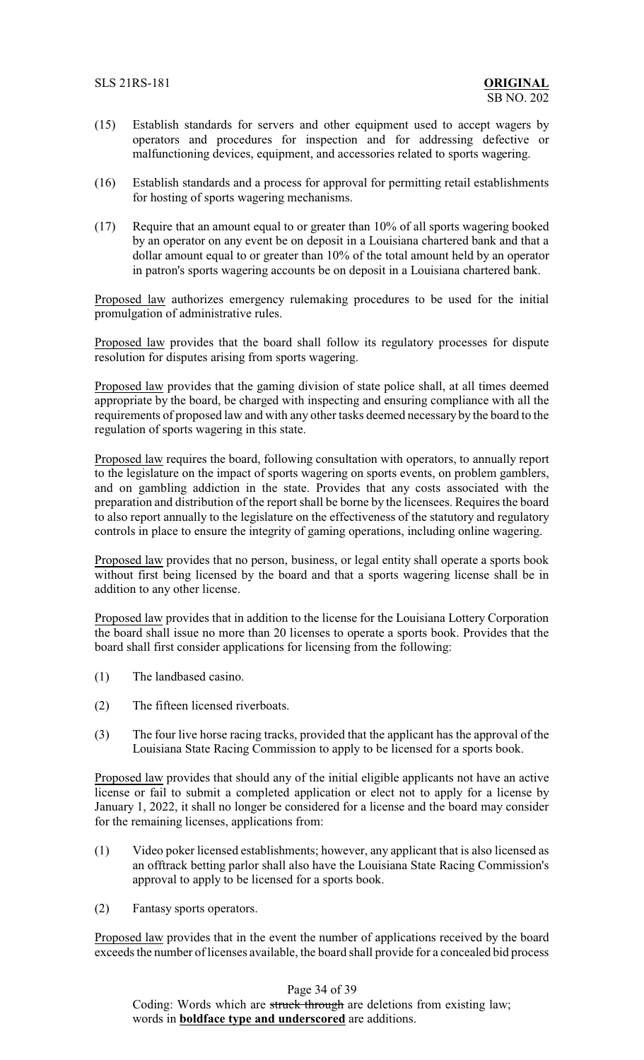(15) Establish standards for servers and other equipment used to accept wagers by operators and procedures for inspection and for addressing defective or malfunctioning devices, equipment, and accessories related to sports wagering.

(16) Establish standards and a process for approval for permitting retail establishments for hosting of sports wagering mechanisms.

(17) Require that an amount equal to or greater than 10% of all sports wagering booked by an operator on any event be on deposit in a Louisiana chartered bank and that a dollar amount equal to or greater than 10% of the total amount held by an operator in patron's sports wagering accounts be on deposit in a Louisiana chartered bank.

Proposed law authorizes emergency rulemaking procedures to be used for the initial promulgation of administrative rules.

Proposed law provides that the board shall follow its regulatory processes for dispute resolution for disputes arising from sports wagering.

Proposed law provides that the gaming division of state police shall, at all times deemed appropriate by the board, be charged with inspecting and ensuring compliance with all the requirements of proposed law and with any other tasks deemed necessary by the board to the regulation of sports wagering in this state.

Proposed law requires the board, following consultation with operators, to annually report to the legislature on the impact of sports wagering on sports events, on problem gamblers, and on gambling addiction in the state. Provides that any costs associated with the preparation and distribution of the report shall be borne by the licensees. Requires the board to also report annually to the legislature on the effectiveness of the statutory and regulatory controls in place to ensure the integrity of gaming operations, including online wagering.

Proposed law provides that no person, business, or legal entity shall operate a sports book without first being licensed by the board and that a sports wagering license shall be in addition to any other license.

Proposed law provides that in addition to the license for the Louisiana Lottery Corporation the board shall issue no more than 20 licenses to operate a sports book. Provides that the board shall first consider applications for licensing from the following:

(1) The landbased casino.

(2) The fifteen licensed riverboats.

(3) The four live horse racing tracks, provided that the applicant has the approval of the Louisiana State Racing Commission to apply to be licensed for a sports book.

Proposed law provides that should any of the initial eligible applicants not have an active license or fail to submit a completed application or elect not to apply for a license by January 1, 2022, it shall no longer be considered for a license and the board may consider for the remaining licenses, applications from:

(1) Video poker licensed establishments; however, any applicant that is also licensed as an offtrack betting parlor shall also have the Louisiana State Racing Commission's approval to apply to be licensed for a sports book.

(2) Fantasy sports operators.

Proposed law provides that in the event the number of applications received by the board exceeds the number of licenses available, the board shall provide for a concealed bid process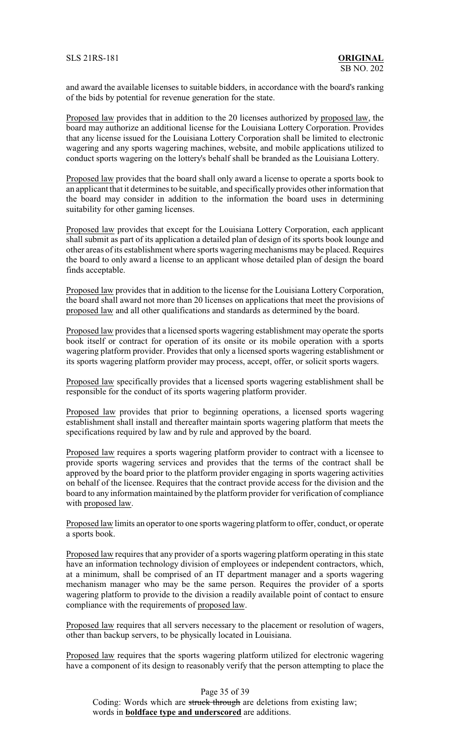and award the available licenses to suitable bidders, in accordance with the board's ranking of the bids by potential for revenue generation for the state.

Proposed law provides that in addition to the 20 licenses authorized by proposed law, the board may authorize an additional license for the Louisiana Lottery Corporation. Provides that any license issued for the Louisiana Lottery Corporation shall be limited to electronic wagering and any sports wagering machines, website, and mobile applications utilized to conduct sports wagering on the lottery's behalf shall be branded as the Louisiana Lottery.

Proposed law provides that the board shall only award a license to operate a sports book to an applicant that it determines to be suitable, and specifically provides other information that the board may consider in addition to the information the board uses in determining suitability for other gaming licenses.

Proposed law provides that except for the Louisiana Lottery Corporation, each applicant shall submit as part of its application a detailed plan of design of its sports book lounge and other areas of its establishment where sports wagering mechanisms may be placed. Requires the board to only award a license to an applicant whose detailed plan of design the board finds acceptable.

Proposed law provides that in addition to the license for the Louisiana Lottery Corporation, the board shall award not more than 20 licenses on applications that meet the provisions of proposed law and all other qualifications and standards as determined by the board.

Proposed law provides that a licensed sports wagering establishment may operate the sports book itself or contract for operation of its onsite or its mobile operation with a sports wagering platform provider. Provides that only a licensed sports wagering establishment or its sports wagering platform provider may process, accept, offer, or solicit sports wagers.

Proposed law specifically provides that a licensed sports wagering establishment shall be responsible for the conduct of its sports wagering platform provider.

Proposed law provides that prior to beginning operations, a licensed sports wagering establishment shall install and thereafter maintain sports wagering platform that meets the specifications required by law and by rule and approved by the board.

Proposed law requires a sports wagering platform provider to contract with a licensee to provide sports wagering services and provides that the terms of the contract shall be approved by the board prior to the platform provider engaging in sports wagering activities on behalf of the licensee. Requires that the contract provide access for the division and the board to any information maintained by the platform provider for verification of compliance with proposed law.

Proposed law limits an operator to one sports wagering platform to offer, conduct, or operate a sports book.

Proposed law requires that any provider of a sports wagering platform operating in this state have an information technology division of employees or independent contractors, which, at a minimum, shall be comprised of an IT department manager and a sports wagering mechanism manager who may be the same person. Requires the provider of a sports wagering platform to provide to the division a readily available point of contact to ensure compliance with the requirements of proposed law.

Proposed law requires that all servers necessary to the placement or resolution of wagers, other than backup servers, to be physically located in Louisiana.

Proposed law requires that the sports wagering platform utilized for electronic wagering have a component of its design to reasonably verify that the person attempting to place the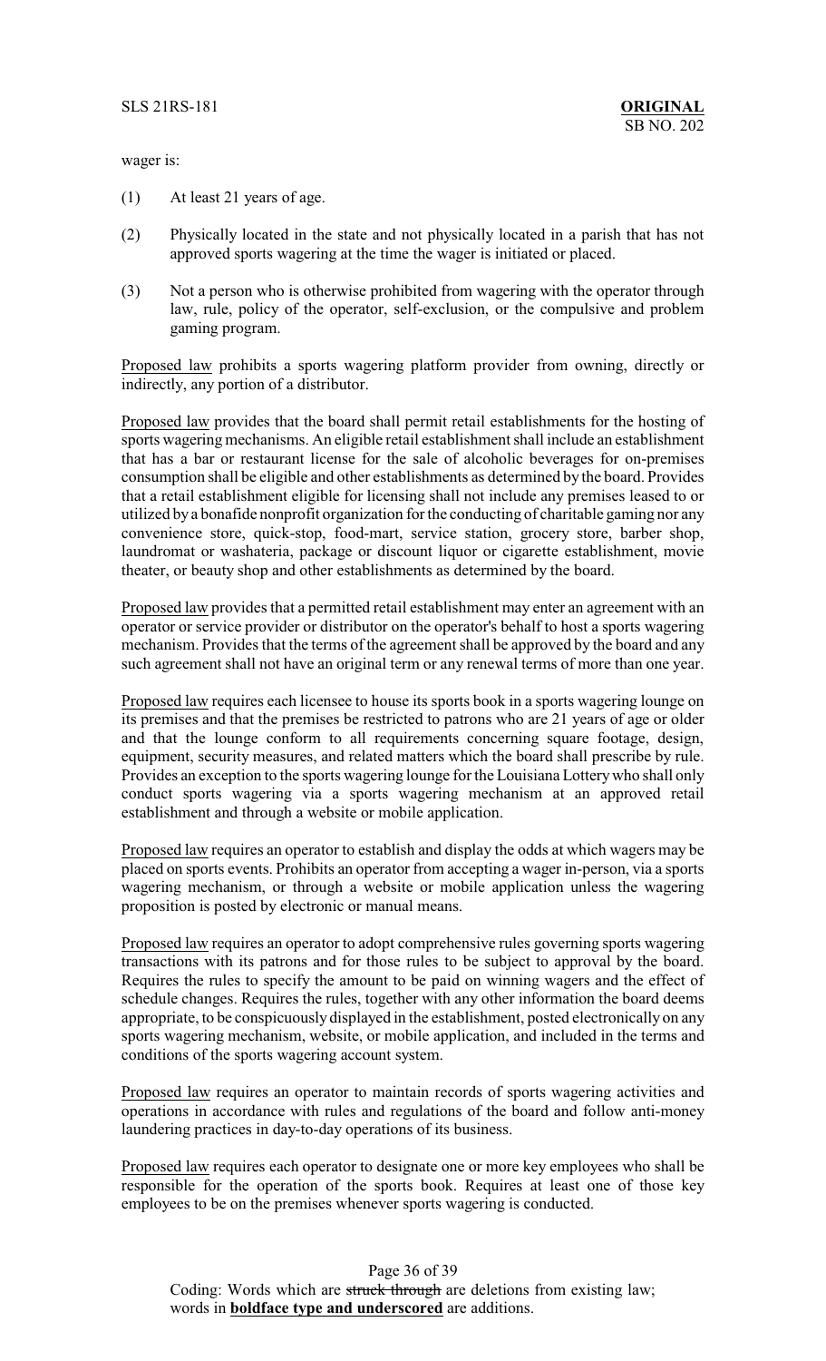wager is:

(1) At least 21 years of age.

(2) Physically located in the state and not physically located in a parish that has not approved sports wagering at the time the wager is initiated or placed.

(3) Not a person who is otherwise prohibited from wagering with the operator through law, rule, policy of the operator, self-exclusion, or the compulsive and problem gaming program.

Proposed law prohibits a sports wagering platform provider from owning, directly or indirectly, any portion of a distributor.

Proposed law provides that the board shall permit retail establishments for the hosting of sports wagering mechanisms. An eligible retail establishment shall include an establishment that has a bar or restaurant license for the sale of alcoholic beverages for on-premises consumption shall be eligible and other establishments as determined by the board. Provides that a retail establishment eligible for licensing shall not include any premises leased to or utilized by a bonafide nonprofit organization for the conducting of charitable gaming nor any convenience store, quick-stop, food-mart, service station, grocery store, barber shop, laundromat or washateria, package or discount liquor or cigarette establishment, movie theater, or beauty shop and other establishments as determined by the board.

Proposed law provides that a permitted retail establishment may enter an agreement with an operator or service provider or distributor on the operator's behalf to host a sports wagering mechanism. Provides that the terms of the agreement shall be approved by the board and any such agreement shall not have an original term or any renewal terms of more than one year.

Proposed law requires each licensee to house its sports book in a sports wagering lounge on its premises and that the premises be restricted to patrons who are 21 years of age or older and that the lounge conform to all requirements concerning square footage, design, equipment, security measures, and related matters which the board shall prescribe by rule. Provides an exception to the sports wagering lounge for the Louisiana Lottery who shall only conduct sports wagering via a sports wagering mechanism at an approved retail establishment and through a website or mobile application.

Proposed law requires an operator to establish and display the odds at which wagers may be placed on sports events. Prohibits an operator from accepting a wager in-person, via a sports wagering mechanism, or through a website or mobile application unless the wagering proposition is posted by electronic or manual means.

Proposed law requires an operator to adopt comprehensive rules governing sports wagering transactions with its patrons and for those rules to be subject to approval by the board. Requires the rules to specify the amount to be paid on winning wagers and the effect of schedule changes. Requires the rules, together with any other information the board deems appropriate, to be conspicuously displayed in the establishment, posted electronically on any sports wagering mechanism, website, or mobile application, and included in the terms and conditions of the sports wagering account system.

Proposed law requires an operator to maintain records of sports wagering activities and operations in accordance with rules and regulations of the board and follow anti-money laundering practices in day-to-day operations of its business.

Proposed law requires each operator to designate one or more key employees who shall be responsible for the operation of the sports book. Requires at least one of those key employees to be on the premises whenever sports wagering is conducted.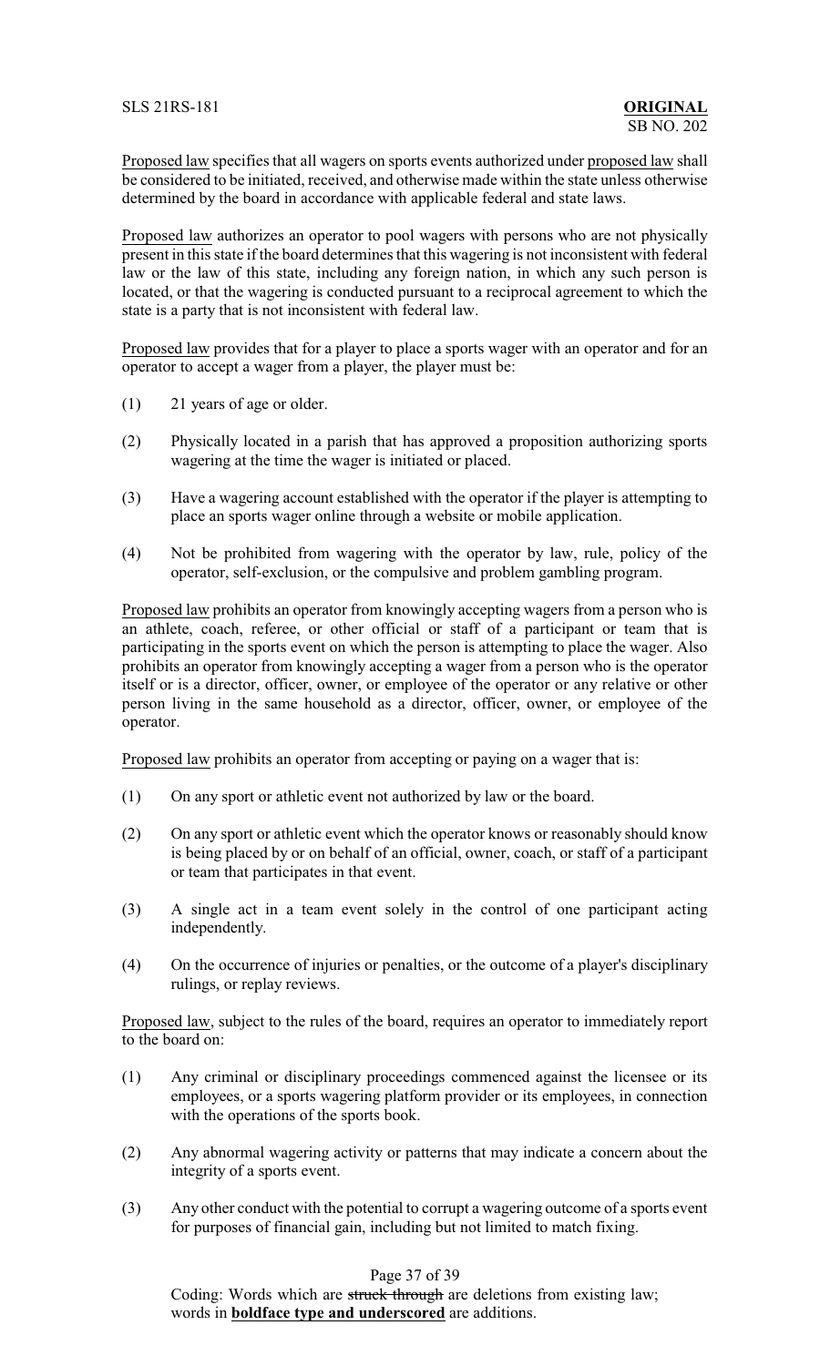Proposed law specifies that all wagers on sports events authorized under proposed law shall be considered to be initiated, received, and otherwise made within the state unless otherwise determined by the board in accordance with applicable federal and state laws.

Proposed law authorizes an operator to pool wagers with persons who are not physically present in this state if the board determines that this wagering is not inconsistent with federal law or the law of this state, including any foreign nation, in which any such person is located, or that the wagering is conducted pursuant to a reciprocal agreement to which the state is a party that is not inconsistent with federal law.

Proposed law provides that for a player to place a sports wager with an operator and for an operator to accept a wager from a player, the player must be:

(1) 21 years of age or older.

(2) Physically located in a parish that has approved a proposition authorizing sports wagering at the time the wager is initiated or placed.

(3) Have a wagering account established with the operator if the player is attempting to place an sports wager online through a website or mobile application.

(4) Not be prohibited from wagering with the operator by law, rule, policy of the operator, self-exclusion, or the compulsive and problem gambling program.

Proposed law prohibits an operator from knowingly accepting wagers from a person who is an athlete, coach, referee, or other official or staff of a participant or team that is participating in the sports event on which the person is attempting to place the wager. Also prohibits an operator from knowingly accepting a wager from a person who is the operator itself or is a director, officer, owner, or employee of the operator or any relative or other person living in the same household as a director, officer, owner, or employee of the operator.

Proposed law prohibits an operator from accepting or paying on a wager that is:

(1) On any sport or athletic event not authorized by law or the board.

(2) On any sport or athletic event which the operator knows or reasonably should know is being placed by or on behalf of an official, owner, coach, or staff of a participant or team that participates in that event.

(3) A single act in a team event solely in the control of one participant acting independently.

(4) On the occurrence of injuries or penalties, or the outcome of a player's disciplinary rulings, or replay reviews.

Proposed law, subject to the rules of the board, requires an operator to immediately report to the board on:

(1) Any criminal or disciplinary proceedings commenced against the licensee or its employees, or a sports wagering platform provider or its employees, in connection with the operations of the sports book.

(2) Any abnormal wagering activity or patterns that may indicate a concern about the integrity of a sports event.

(3) Any other conduct with the potential to corrupt a wagering outcome of a sports event for purposes of financial gain, including but not limited to match fixing.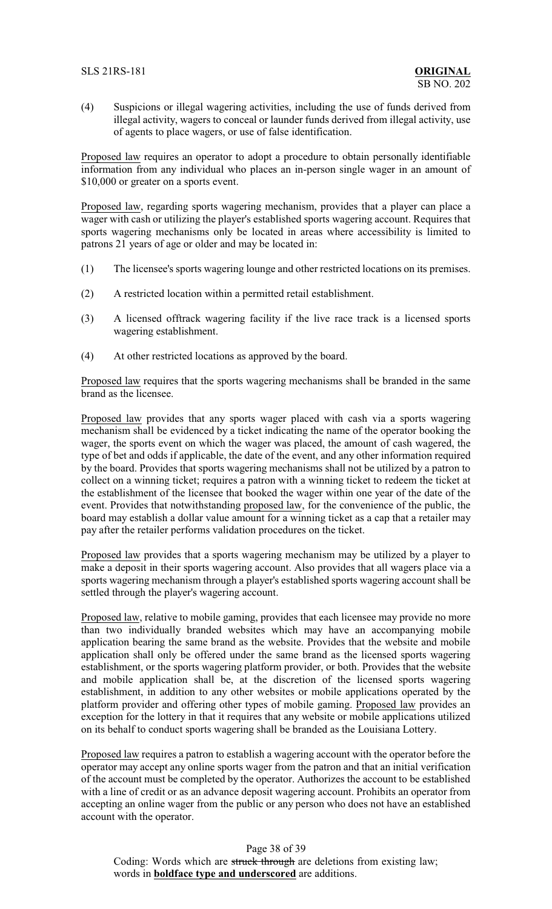(4) Suspicions or illegal wagering activities, including the use of funds derived from illegal activity, wagers to conceal or launder funds derived from illegal activity, use of agents to place wagers, or use of false identification.

Proposed law requires an operator to adopt a procedure to obtain personally identifiable information from any individual who places an in-person single wager in an amount of $10,000 or greater on a sports event.

Proposed law, regarding sports wagering mechanism, provides that a player can place a wager with cash or utilizing the player's established sports wagering account. Requires that sports wagering mechanisms only be located in areas where accessibility is limited to patrons 21 years of age or older and may be located in:

(1) The licensee's sports wagering lounge and other restricted locations on its premises.

(2) A restricted location within a permitted retail establishment.

(3) A licensed offtrack wagering facility if the live race track is a licensed sports wagering establishment.

(4) At other restricted locations as approved by the board.

Proposed law requires that the sports wagering mechanisms shall be branded in the same brand as the licensee.

Proposed law provides that any sports wager placed with cash via a sports wagering mechanism shall be evidenced by a ticket indicating the name of the operator booking the wager, the sports event on which the wager was placed, the amount of cash wagered, the type of bet and odds if applicable, the date of the event, and any other information required by the board. Provides that sports wagering mechanisms shall not be utilized by a patron to collect on a winning ticket; requires a patron with a winning ticket to redeem the ticket at the establishment of the licensee that booked the wager within one year of the date of the event. Provides that notwithstanding proposed law, for the convenience of the public, the board may establish a dollar value amount for a winning ticket as a cap that a retailer may pay after the retailer performs validation procedures on the ticket.

Proposed law provides that a sports wagering mechanism may be utilized by a player to make a deposit in their sports wagering account. Also provides that all wagers place via a sports wagering mechanism through a player's established sports wagering account shall be settled through the player's wagering account.

Proposed law, relative to mobile gaming, provides that each licensee may provide no more than two individually branded websites which may have an accompanying mobile application bearing the same brand as the website. Provides that the website and mobile application shall only be offered under the same brand as the licensed sports wagering establishment, or the sports wagering platform provider, or both. Provides that the website and mobile application shall be, at the discretion of the licensed sports wagering establishment, in addition to any other websites or mobile applications operated by the platform provider and offering other types of mobile gaming. Proposed law provides an exception for the lottery in that it requires that any website or mobile applications utilized on its behalf to conduct sports wagering shall be branded as the Louisiana Lottery.

Proposed law requires a patron to establish a wagering account with the operator before the operator may accept any online sports wager from the patron and that an initial verification of the account must be completed by the operator. Authorizes the account to be established with a line of credit or as an advance deposit wagering account. Prohibits an operator from accepting an online wager from the public or any person who does not have an established account with the operator.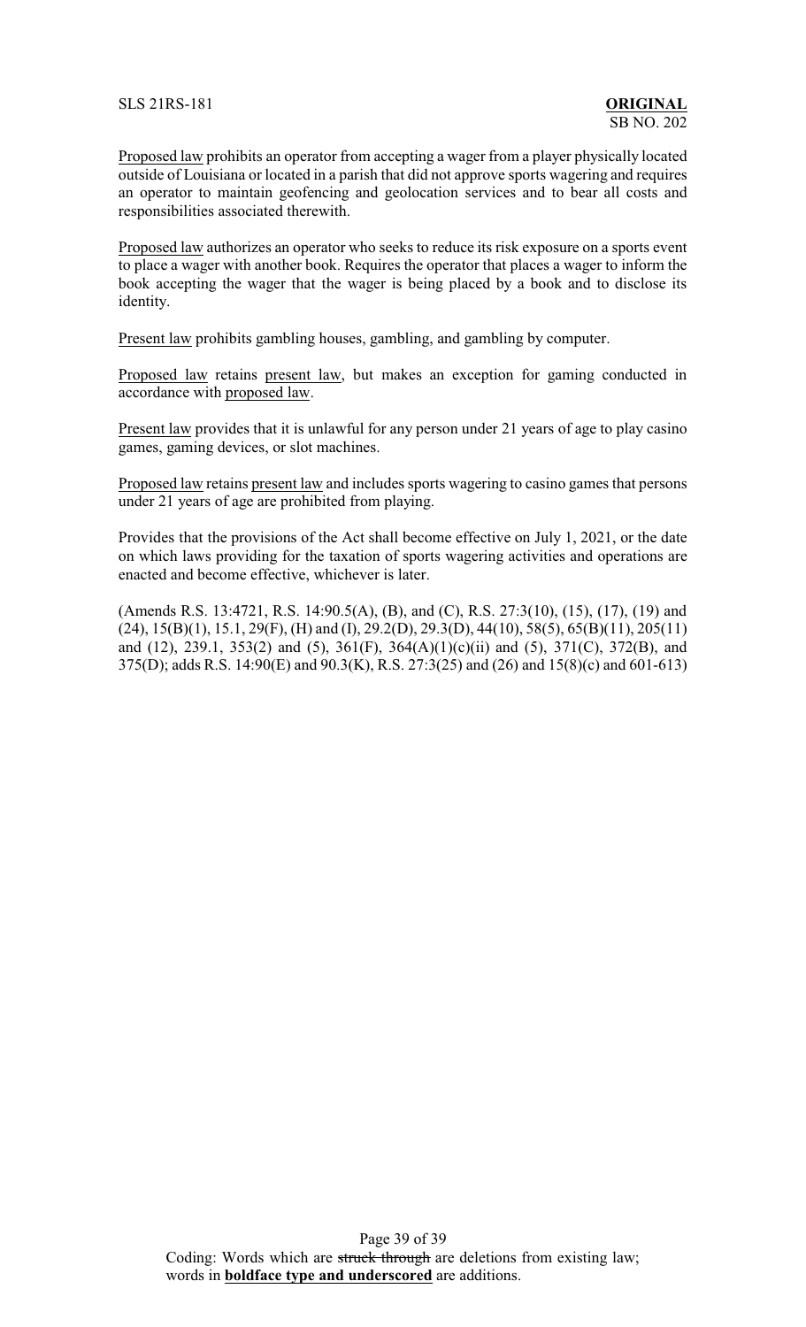Proposed law prohibits an operator from accepting a wager from a player physically located outside of Louisiana or located in a parish that did not approve sports wagering and requires an operator to maintain geofencing and geolocation services and to bear all costs and responsibilities associated therewith.

Proposed law authorizes an operator who seeks to reduce its risk exposure on a sports event to place a wager with another book. Requires the operator that places a wager to inform the book accepting the wager that the wager is being placed by a book and to disclose its identity.

Present law prohibits gambling houses, gambling, and gambling by computer.

Proposed law retains present law, but makes an exception for gaming conducted in accordance with proposed law.

Present law provides that it is unlawful for any person under 21 years of age to play casino games, gaming devices, or slot machines.

Proposed law retains present law and includes sports wagering to casino games that persons under 21 years of age are prohibited from playing.

Provides that the provisions of the Act shall become effective on July 1, 2021, or the date on which laws providing for the taxation of sports wagering activities and operations are enacted and become effective, whichever is later.

(Amends R.S. 13:4721, R.S. 14:90.5(A), (B), and (C), R.S. 27:3(10), (15), (17), (19) and (24), 15(B)(1), 15.1, 29(F), (H) and (I), 29.2(D), 29.3(D), 44(10), 58(5), 65(B)(11), 205(11) and (12), 239.1, 353(2) and (5), 361(F), 364(A)(1)(c)(ii) and (5), 371(C), 372(B), and 375(D); adds R.S. 14:90(E) and 90.3(K), R.S. 27:3(25) and (26) and 15(8)(c) and 601-613)

Coding: Words which are ~~struck through~~ are deletions from existing law; words in **boldface type and underscored** are additions.